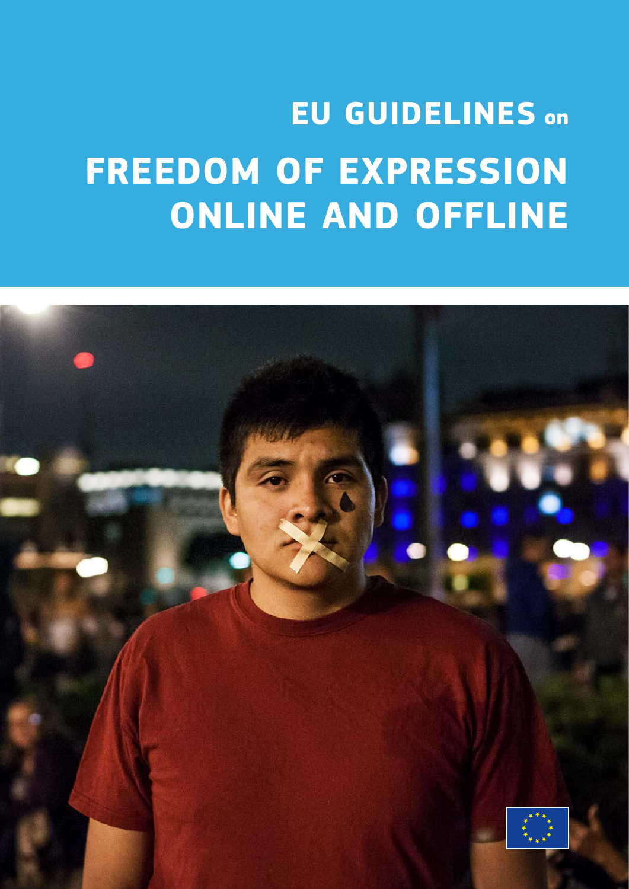# EU GUIDELINES on FREEDOM OF EXPRESSION ONLINE AND OFFLINE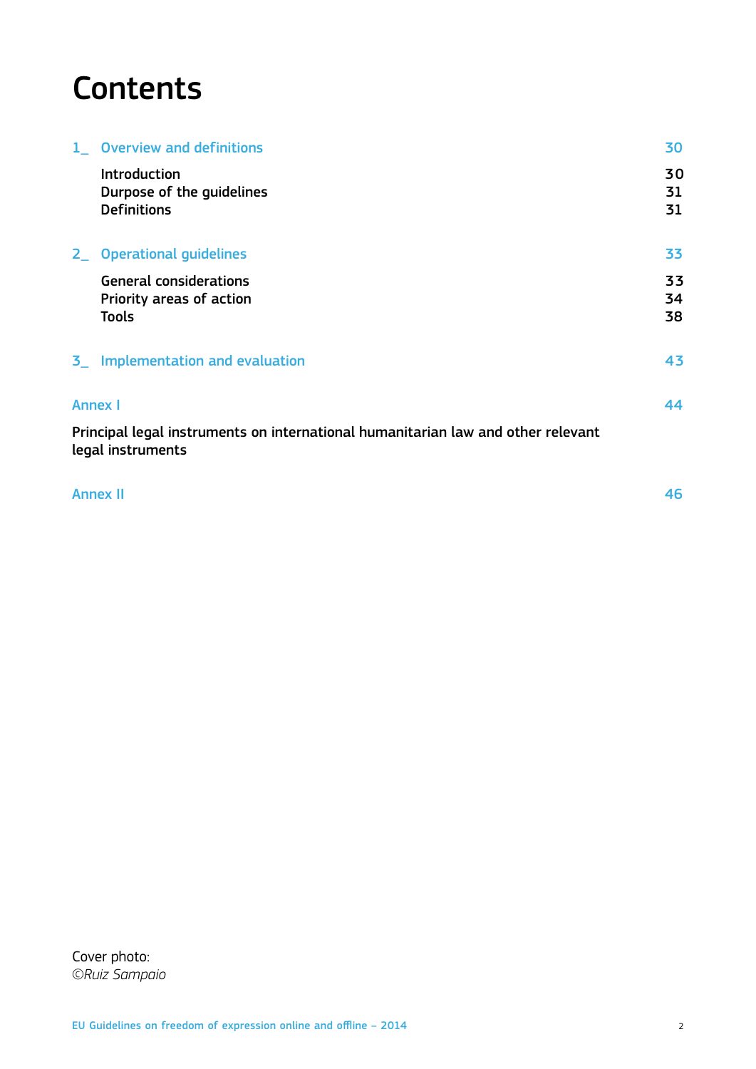# Contents

| | | |
|---|---|---|
| 1_ | Overview and definitions | 30 |
| | Introduction | 30 |
| | Durpose of the guidelines | 31 |
| | Definitions | 31 |
| 2_ | Operational guidelines | 33 |
| | General considerations | 33 |
| | Priority areas of action | 34 |
| | Tools | 38 |
| 3_ | Implementation and evaluation | 43 |
| Annex I | | 44 |
| Principal legal instruments on international humanitarian law and other relevant legal instruments | | |
| Annex II | | 46 |

Cover photo:
*©Ruiz Sampaio*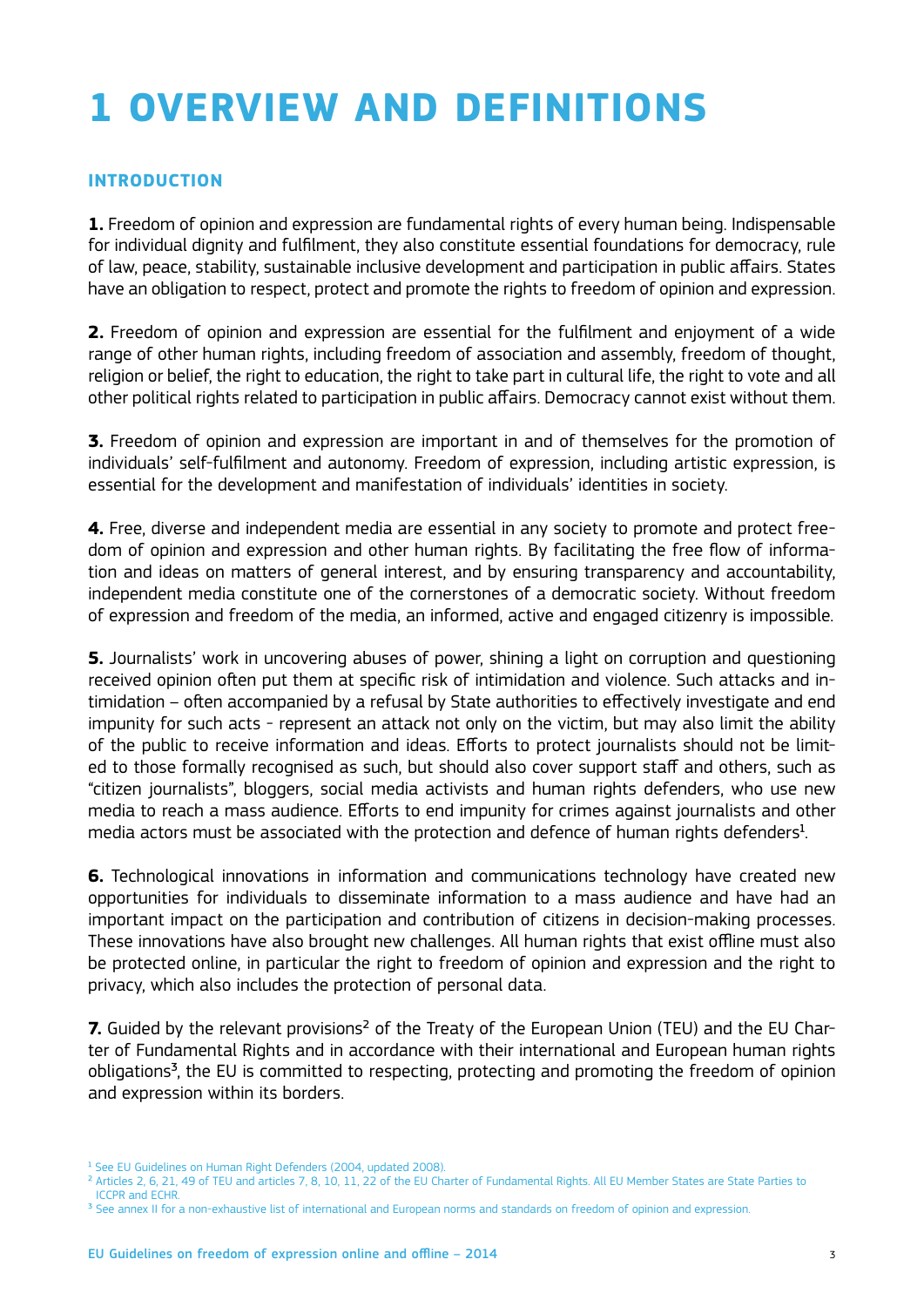# 1 OVERVIEW AND DEFINITIONS

## INTRODUCTION

**1.** Freedom of opinion and expression are fundamental rights of every human being. Indispensable for individual dignity and fulfilment, they also constitute essential foundations for democracy, rule of law, peace, stability, sustainable inclusive development and participation in public affairs. States have an obligation to respect, protect and promote the rights to freedom of opinion and expression.

**2.** Freedom of opinion and expression are essential for the fulfilment and enjoyment of a wide range of other human rights, including freedom of association and assembly, freedom of thought, religion or belief, the right to education, the right to take part in cultural life, the right to vote and all other political rights related to participation in public affairs. Democracy cannot exist without them.

**3.** Freedom of opinion and expression are important in and of themselves for the promotion of individuals' self-fulfilment and autonomy. Freedom of expression, including artistic expression, is essential for the development and manifestation of individuals' identities in society.

**4.** Free, diverse and independent media are essential in any society to promote and protect freedom of opinion and expression and other human rights. By facilitating the free flow of information and ideas on matters of general interest, and by ensuring transparency and accountability, independent media constitute one of the cornerstones of a democratic society. Without freedom of expression and freedom of the media, an informed, active and engaged citizenry is impossible.

**5.** Journalists' work in uncovering abuses of power, shining a light on corruption and questioning received opinion often put them at specific risk of intimidation and violence. Such attacks and intimidation – often accompanied by a refusal by State authorities to effectively investigate and end impunity for such acts - represent an attack not only on the victim, but may also limit the ability of the public to receive information and ideas. Efforts to protect journalists should not be limited to those formally recognised as such, but should also cover support staff and others, such as "citizen journalists", bloggers, social media activists and human rights defenders, who use new media to reach a mass audience. Efforts to end impunity for crimes against journalists and other media actors must be associated with the protection and defence of human rights defenders[1].

**6.** Technological innovations in information and communications technology have created new opportunities for individuals to disseminate information to a mass audience and have had an important impact on the participation and contribution of citizens in decision-making processes. These innovations have also brought new challenges. All human rights that exist offline must also be protected online, in particular the right to freedom of opinion and expression and the right to privacy, which also includes the protection of personal data.

**7.** Guided by the relevant provisions[2] of the Treaty of the European Union (TEU) and the EU Charter of Fundamental Rights and in accordance with their international and European human rights obligations[3], the EU is committed to respecting, protecting and promoting the freedom of opinion and expression within its borders.

---

[1] See EU Guidelines on Human Right Defenders (2004, updated 2008).

[2] Articles 2, 6, 21, 49 of TEU and articles 7, 8, 10, 11, 22 of the EU Charter of Fundamental Rights. All EU Member States are State Parties to ICCPR and ECHR.

[3] See annex II for a non-exhaustive list of international and European norms and standards on freedom of opinion and expression.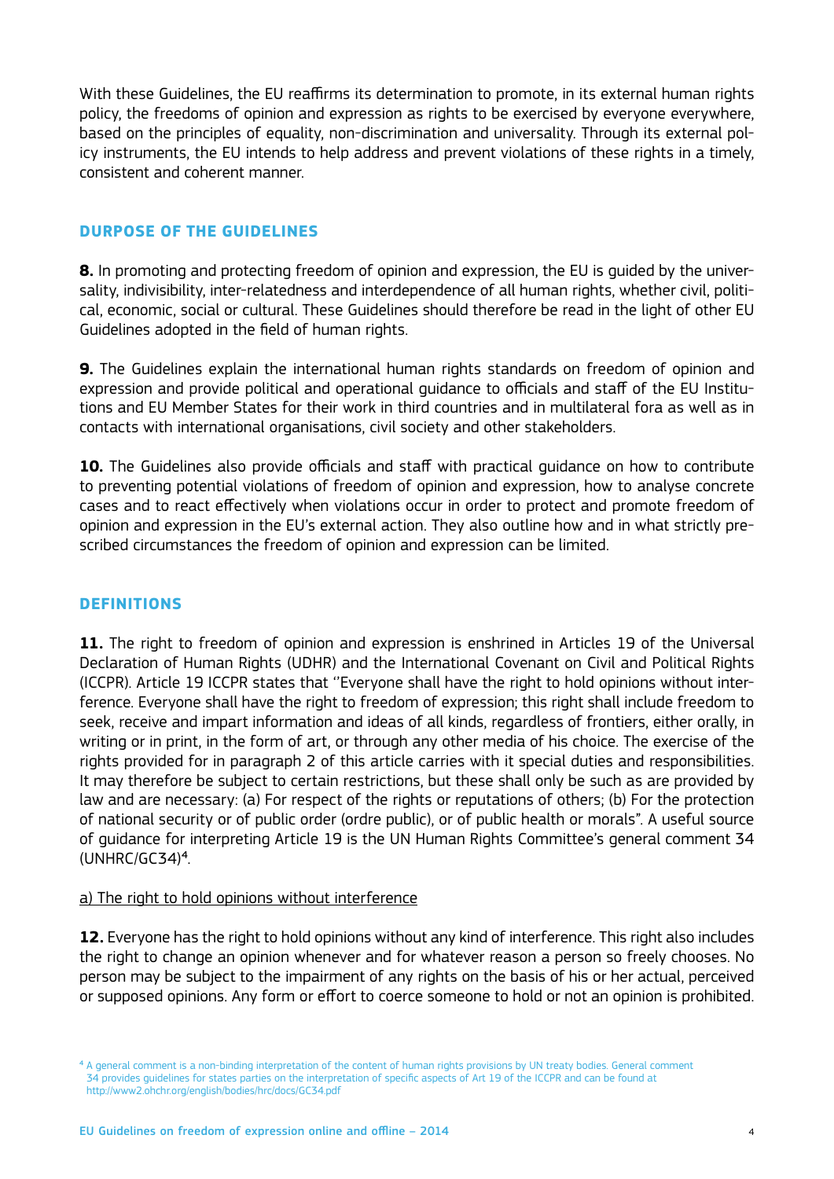With these Guidelines, the EU reaffirms its determination to promote, in its external human rights policy, the freedoms of opinion and expression as rights to be exercised by everyone everywhere, based on the principles of equality, non-discrimination and universality. Through its external policy instruments, the EU intends to help address and prevent violations of these rights in a timely, consistent and coherent manner.

## DURPOSE OF THE GUIDELINES

**8.** In promoting and protecting freedom of opinion and expression, the EU is guided by the universality, indivisibility, inter-relatedness and interdependence of all human rights, whether civil, political, economic, social or cultural. These Guidelines should therefore be read in the light of other EU Guidelines adopted in the field of human rights.

**9.** The Guidelines explain the international human rights standards on freedom of opinion and expression and provide political and operational guidance to officials and staff of the EU Institutions and EU Member States for their work in third countries and in multilateral fora as well as in contacts with international organisations, civil society and other stakeholders.

**10.** The Guidelines also provide officials and staff with practical guidance on how to contribute to preventing potential violations of freedom of opinion and expression, how to analyse concrete cases and to react effectively when violations occur in order to protect and promote freedom of opinion and expression in the EU's external action. They also outline how and in what strictly prescribed circumstances the freedom of opinion and expression can be limited.

## DEFINITIONS

**11.** The right to freedom of opinion and expression is enshrined in Articles 19 of the Universal Declaration of Human Rights (UDHR) and the International Covenant on Civil and Political Rights (ICCPR). Article 19 ICCPR states that ''Everyone shall have the right to hold opinions without interference. Everyone shall have the right to freedom of expression; this right shall include freedom to seek, receive and impart information and ideas of all kinds, regardless of frontiers, either orally, in writing or in print, in the form of art, or through any other media of his choice. The exercise of the rights provided for in paragraph 2 of this article carries with it special duties and responsibilities. It may therefore be subject to certain restrictions, but these shall only be such as are provided by law and are necessary: (a) For respect of the rights or reputations of others; (b) For the protection of national security or of public order (ordre public), or of public health or morals". A useful source of guidance for interpreting Article 19 is the UN Human Rights Committee's general comment 34 (UNHRC/GC34)[4].

a) The right to hold opinions without interference

**12.** Everyone has the right to hold opinions without any kind of interference. This right also includes the right to change an opinion whenever and for whatever reason a person so freely chooses. No person may be subject to the impairment of any rights on the basis of his or her actual, perceived or supposed opinions. Any form or effort to coerce someone to hold or not an opinion is prohibited.

[4] A general comment is a non-binding interpretation of the content of human rights provisions by UN treaty bodies. General comment 34 provides guidelines for states parties on the interpretation of specific aspects of Art 19 of the ICCPR and can be found at http://www2.ohchr.org/english/bodies/hrc/docs/GC34.pdf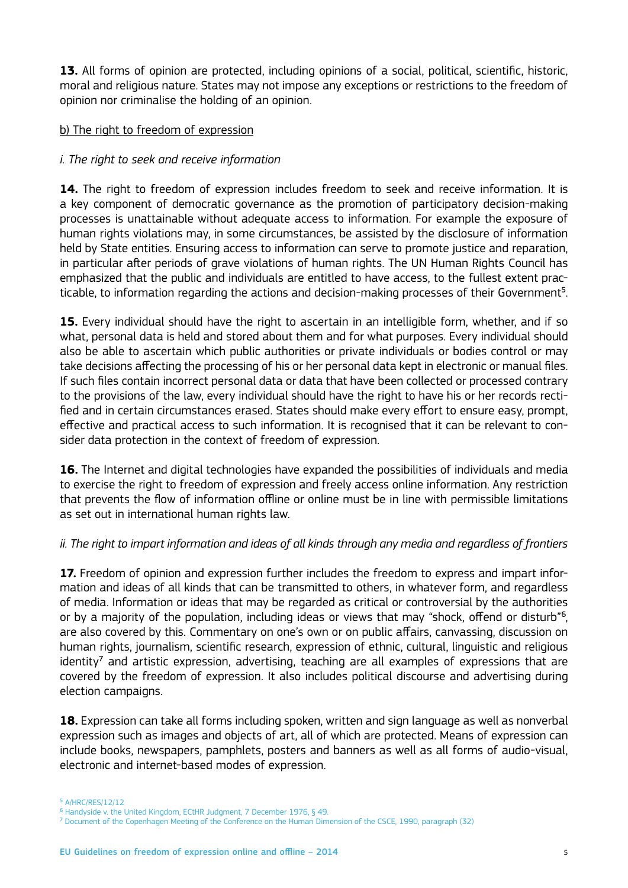**13.** All forms of opinion are protected, including opinions of a social, political, scientific, historic, moral and religious nature. States may not impose any exceptions or restrictions to the freedom of opinion nor criminalise the holding of an opinion.

b) The right to freedom of expression

*i. The right to seek and receive information*

**14.** The right to freedom of expression includes freedom to seek and receive information. It is a key component of democratic governance as the promotion of participatory decision-making processes is unattainable without adequate access to information. For example the exposure of human rights violations may, in some circumstances, be assisted by the disclosure of information held by State entities. Ensuring access to information can serve to promote justice and reparation, in particular after periods of grave violations of human rights. The UN Human Rights Council has emphasized that the public and individuals are entitled to have access, to the fullest extent practicable, to information regarding the actions and decision-making processes of their Government[5].

**15.** Every individual should have the right to ascertain in an intelligible form, whether, and if so what, personal data is held and stored about them and for what purposes. Every individual should also be able to ascertain which public authorities or private individuals or bodies control or may take decisions affecting the processing of his or her personal data kept in electronic or manual files. If such files contain incorrect personal data or data that have been collected or processed contrary to the provisions of the law, every individual should have the right to have his or her records rectified and in certain circumstances erased. States should make every effort to ensure easy, prompt, effective and practical access to such information. It is recognised that it can be relevant to consider data protection in the context of freedom of expression.

**16.** The Internet and digital technologies have expanded the possibilities of individuals and media to exercise the right to freedom of expression and freely access online information. Any restriction that prevents the flow of information offline or online must be in line with permissible limitations as set out in international human rights law.

*ii. The right to impart information and ideas of all kinds through any media and regardless of frontiers*

**17.** Freedom of opinion and expression further includes the freedom to express and impart information and ideas of all kinds that can be transmitted to others, in whatever form, and regardless of media. Information or ideas that may be regarded as critical or controversial by the authorities or by a majority of the population, including ideas or views that may "shock, offend or disturb"[6], are also covered by this. Commentary on one's own or on public affairs, canvassing, discussion on human rights, journalism, scientific research, expression of ethnic, cultural, linguistic and religious identity[7] and artistic expression, advertising, teaching are all examples of expressions that are covered by the freedom of expression. It also includes political discourse and advertising during election campaigns.

**18.** Expression can take all forms including spoken, written and sign language as well as nonverbal expression such as images and objects of art, all of which are protected. Means of expression can include books, newspapers, pamphlets, posters and banners as well as all forms of audio-visual, electronic and internet-based modes of expression.

[5] A/HRC/RES/12/12

[6] Handyside v. the United Kingdom, ECtHR Judgment, 7 December 1976, § 49.

[7] Document of the Copenhagen Meeting of the Conference on the Human Dimension of the CSCE, 1990, paragraph (32)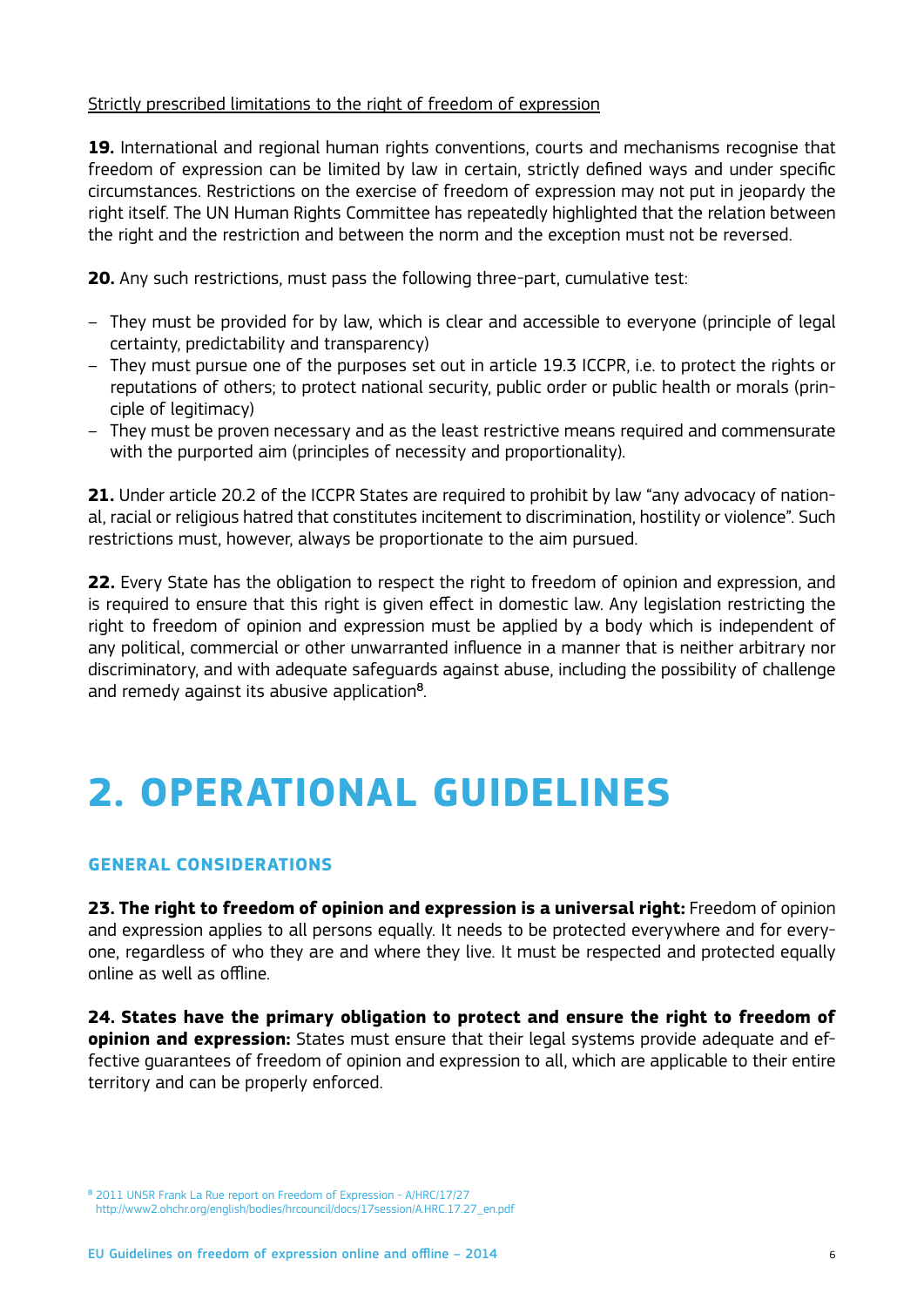Strictly prescribed limitations to the right of freedom of expression

**19.** International and regional human rights conventions, courts and mechanisms recognise that freedom of expression can be limited by law in certain, strictly defined ways and under specific circumstances. Restrictions on the exercise of freedom of expression may not put in jeopardy the right itself. The UN Human Rights Committee has repeatedly highlighted that the relation between the right and the restriction and between the norm and the exception must not be reversed.

**20.** Any such restrictions, must pass the following three-part, cumulative test:

- They must be provided for by law, which is clear and accessible to everyone (principle of legal certainty, predictability and transparency)
- They must pursue one of the purposes set out in article 19.3 ICCPR, i.e. to protect the rights or reputations of others; to protect national security, public order or public health or morals (principle of legitimacy)
- They must be proven necessary and as the least restrictive means required and commensurate with the purported aim (principles of necessity and proportionality).

**21.** Under article 20.2 of the ICCPR States are required to prohibit by law "any advocacy of national, racial or religious hatred that constitutes incitement to discrimination, hostility or violence". Such restrictions must, however, always be proportionate to the aim pursued.

**22.** Every State has the obligation to respect the right to freedom of opinion and expression, and is required to ensure that this right is given effect in domestic law. Any legislation restricting the right to freedom of opinion and expression must be applied by a body which is independent of any political, commercial or other unwarranted influence in a manner that is neither arbitrary nor discriminatory, and with adequate safeguards against abuse, including the possibility of challenge and remedy against its abusive application[8].

# 2. OPERATIONAL GUIDELINES

### GENERAL CONSIDERATIONS

**23. The right to freedom of opinion and expression is a universal right:** Freedom of opinion and expression applies to all persons equally. It needs to be protected everywhere and for everyone, regardless of who they are and where they live. It must be respected and protected equally online as well as offline.

**24. States have the primary obligation to protect and ensure the right to freedom of opinion and expression:** States must ensure that their legal systems provide adequate and effective guarantees of freedom of opinion and expression to all, which are applicable to their entire territory and can be properly enforced.

[8] 2011 UNSR Frank La Rue report on Freedom of Expression - A/HRC/17/27 http://www2.ohchr.org/english/bodies/hrcouncil/docs/17session/A.HRC.17.27_en.pdf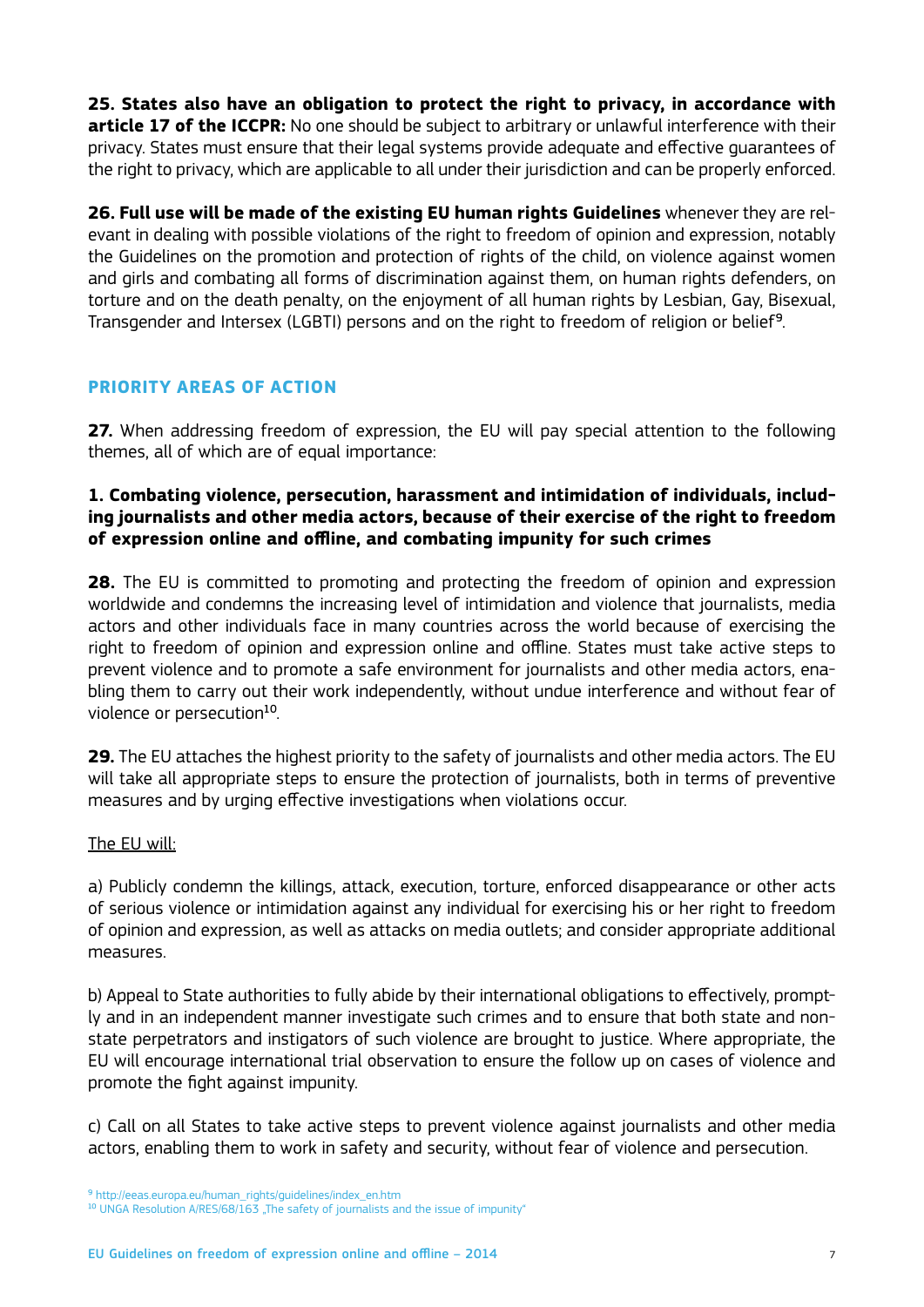**25. States also have an obligation to protect the right to privacy, in accordance with article 17 of the ICCPR:** No one should be subject to arbitrary or unlawful interference with their privacy. States must ensure that their legal systems provide adequate and effective guarantees of the right to privacy, which are applicable to all under their jurisdiction and can be properly enforced.

**26. Full use will be made of the existing EU human rights Guidelines** whenever they are relevant in dealing with possible violations of the right to freedom of opinion and expression, notably the Guidelines on the promotion and protection of rights of the child, on violence against women and girls and combating all forms of discrimination against them, on human rights defenders, on torture and on the death penalty, on the enjoyment of all human rights by Lesbian, Gay, Bisexual, Transgender and Intersex (LGBTI) persons and on the right to freedom of religion or belief[9].

## PRIORITY AREAS OF ACTION

**27.** When addressing freedom of expression, the EU will pay special attention to the following themes, all of which are of equal importance:

### 1. Combating violence, persecution, harassment and intimidation of individuals, including journalists and other media actors, because of their exercise of the right to freedom of expression online and offline, and combating impunity for such crimes

**28.** The EU is committed to promoting and protecting the freedom of opinion and expression worldwide and condemns the increasing level of intimidation and violence that journalists, media actors and other individuals face in many countries across the world because of exercising the right to freedom of opinion and expression online and offline. States must take active steps to prevent violence and to promote a safe environment for journalists and other media actors, enabling them to carry out their work independently, without undue interference and without fear of violence or persecution[10].

**29.** The EU attaches the highest priority to the safety of journalists and other media actors. The EU will take all appropriate steps to ensure the protection of journalists, both in terms of preventive measures and by urging effective investigations when violations occur.

<u>The EU will:</u>

a) Publicly condemn the killings, attack, execution, torture, enforced disappearance or other acts of serious violence or intimidation against any individual for exercising his or her right to freedom of opinion and expression, as well as attacks on media outlets; and consider appropriate additional measures.

b) Appeal to State authorities to fully abide by their international obligations to effectively, promptly and in an independent manner investigate such crimes and to ensure that both state and non-state perpetrators and instigators of such violence are brought to justice. Where appropriate, the EU will encourage international trial observation to ensure the follow up on cases of violence and promote the fight against impunity.

c) Call on all States to take active steps to prevent violence against journalists and other media actors, enabling them to work in safety and security, without fear of violence and persecution.

[9] http://eeas.europa.eu/human_rights/guidelines/index_en.htm
[10] UNGA Resolution A/RES/68/163 „The safety of journalists and the issue of impunity"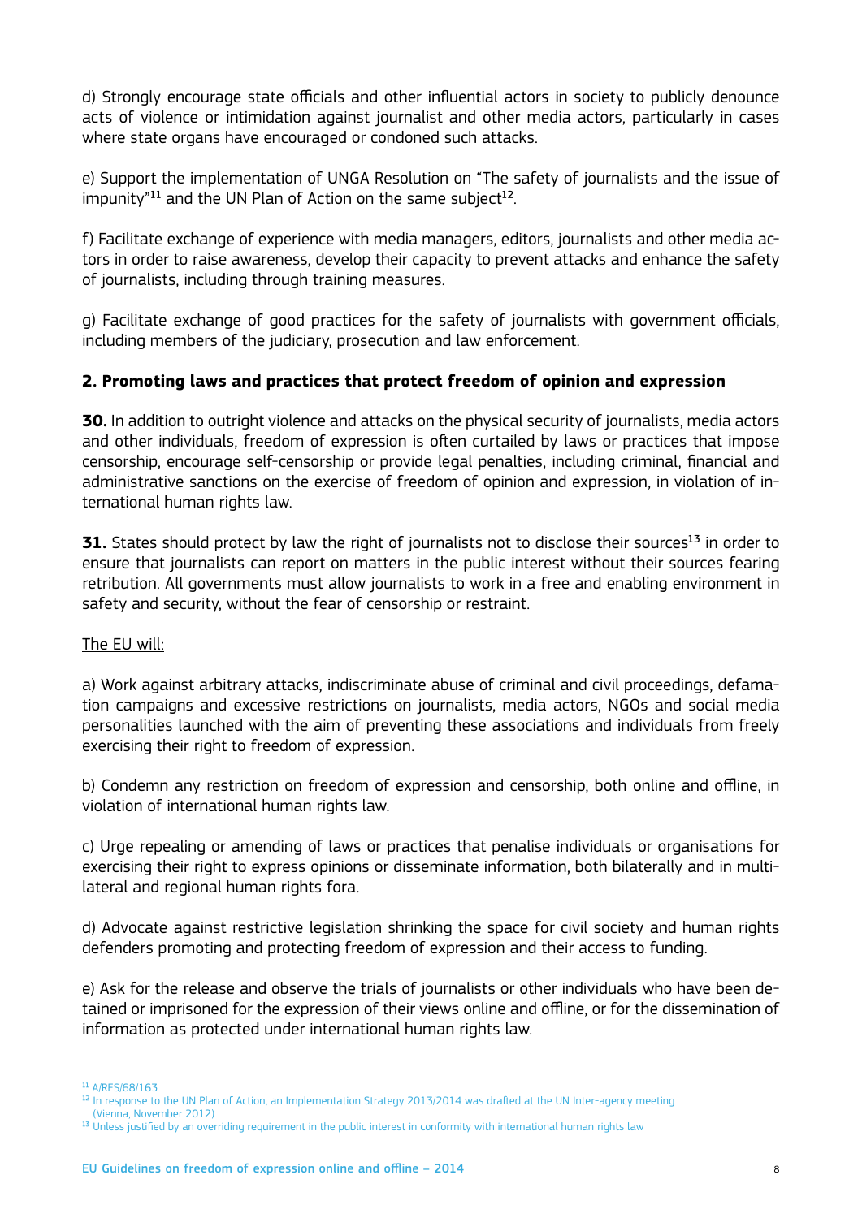d) Strongly encourage state officials and other influential actors in society to publicly denounce acts of violence or intimidation against journalist and other media actors, particularly in cases where state organs have encouraged or condoned such attacks.

e) Support the implementation of UNGA Resolution on "The safety of journalists and the issue of impunity"[11] and the UN Plan of Action on the same subject[12].

f) Facilitate exchange of experience with media managers, editors, journalists and other media actors in order to raise awareness, develop their capacity to prevent attacks and enhance the safety of journalists, including through training measures.

g) Facilitate exchange of good practices for the safety of journalists with government officials, including members of the judiciary, prosecution and law enforcement.

## 2. Promoting laws and practices that protect freedom of opinion and expression

**30.** In addition to outright violence and attacks on the physical security of journalists, media actors and other individuals, freedom of expression is often curtailed by laws or practices that impose censorship, encourage self-censorship or provide legal penalties, including criminal, financial and administrative sanctions on the exercise of freedom of opinion and expression, in violation of international human rights law.

**31.** States should protect by law the right of journalists not to disclose their sources[13] in order to ensure that journalists can report on matters in the public interest without their sources fearing retribution. All governments must allow journalists to work in a free and enabling environment in safety and security, without the fear of censorship or restraint.

The EU will:

a) Work against arbitrary attacks, indiscriminate abuse of criminal and civil proceedings, defamation campaigns and excessive restrictions on journalists, media actors, NGOs and social media personalities launched with the aim of preventing these associations and individuals from freely exercising their right to freedom of expression.

b) Condemn any restriction on freedom of expression and censorship, both online and offline, in violation of international human rights law.

c) Urge repealing or amending of laws or practices that penalise individuals or organisations for exercising their right to express opinions or disseminate information, both bilaterally and in multilateral and regional human rights fora.

d) Advocate against restrictive legislation shrinking the space for civil society and human rights defenders promoting and protecting freedom of expression and their access to funding.

e) Ask for the release and observe the trials of journalists or other individuals who have been detained or imprisoned for the expression of their views online and offline, or for the dissemination of information as protected under international human rights law.

[11] A/RES/68/163

[12] In response to the UN Plan of Action, an Implementation Strategy 2013/2014 was drafted at the UN Inter-agency meeting (Vienna, November 2012)

[13] Unless justified by an overriding requirement in the public interest in conformity with international human rights law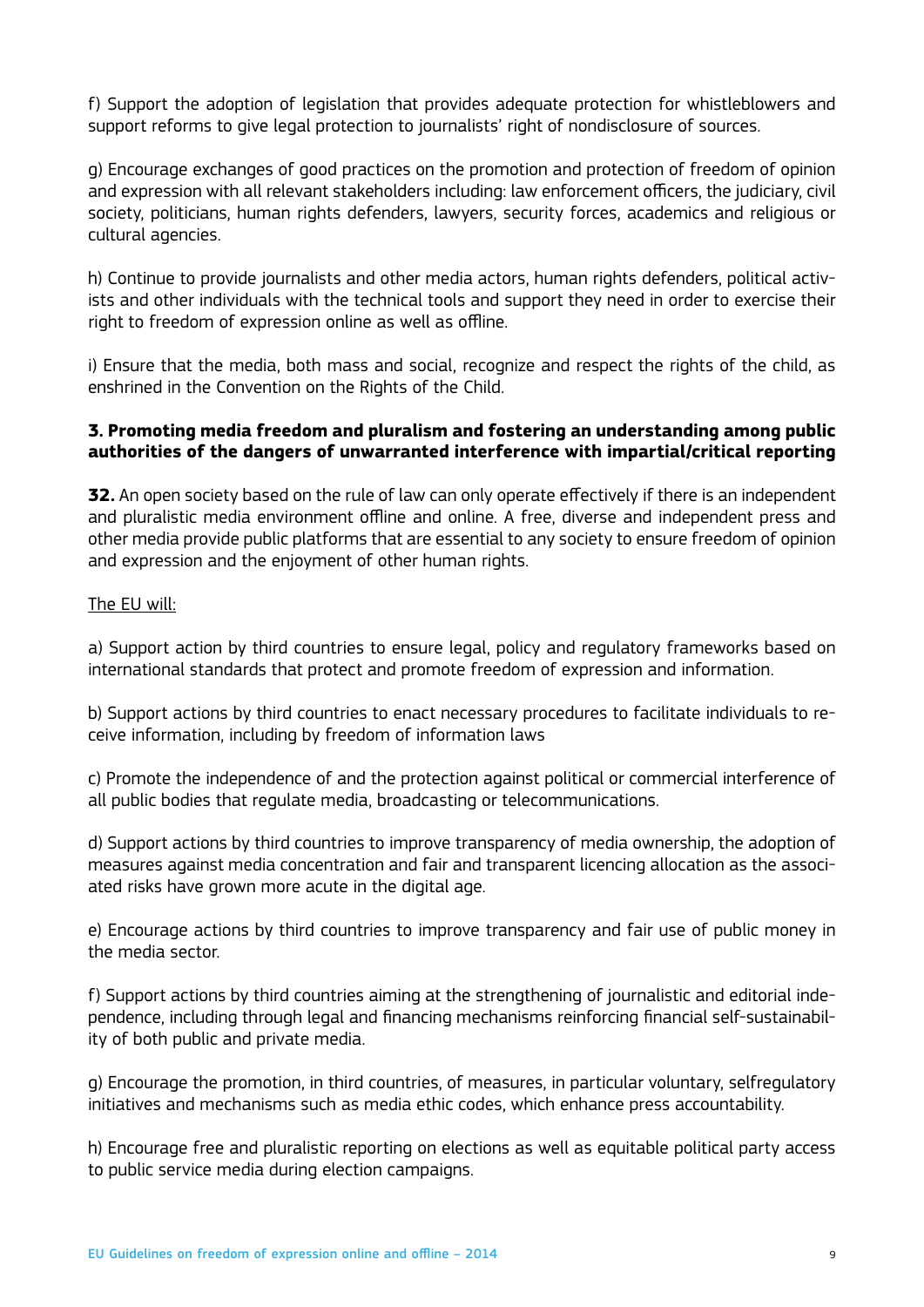f) Support the adoption of legislation that provides adequate protection for whistleblowers and support reforms to give legal protection to journalists' right of nondisclosure of sources.

g) Encourage exchanges of good practices on the promotion and protection of freedom of opinion and expression with all relevant stakeholders including: law enforcement officers, the judiciary, civil society, politicians, human rights defenders, lawyers, security forces, academics and religious or cultural agencies.

h) Continue to provide journalists and other media actors, human rights defenders, political activists and other individuals with the technical tools and support they need in order to exercise their right to freedom of expression online as well as offline.

i) Ensure that the media, both mass and social, recognize and respect the rights of the child, as enshrined in the Convention on the Rights of the Child.

### 3. Promoting media freedom and pluralism and fostering an understanding among public authorities of the dangers of unwarranted interference with impartial/critical reporting

**32.** An open society based on the rule of law can only operate effectively if there is an independent and pluralistic media environment offline and online. A free, diverse and independent press and other media provide public platforms that are essential to any society to ensure freedom of opinion and expression and the enjoyment of other human rights.

<u>The EU will:</u>

a) Support action by third countries to ensure legal, policy and regulatory frameworks based on international standards that protect and promote freedom of expression and information.

b) Support actions by third countries to enact necessary procedures to facilitate individuals to receive information, including by freedom of information laws

c) Promote the independence of and the protection against political or commercial interference of all public bodies that regulate media, broadcasting or telecommunications.

d) Support actions by third countries to improve transparency of media ownership, the adoption of measures against media concentration and fair and transparent licencing allocation as the associated risks have grown more acute in the digital age.

e) Encourage actions by third countries to improve transparency and fair use of public money in the media sector.

f) Support actions by third countries aiming at the strengthening of journalistic and editorial independence, including through legal and financing mechanisms reinforcing financial self-sustainability of both public and private media.

g) Encourage the promotion, in third countries, of measures, in particular voluntary, selfregulatory initiatives and mechanisms such as media ethic codes, which enhance press accountability.

h) Encourage free and pluralistic reporting on elections as well as equitable political party access to public service media during election campaigns.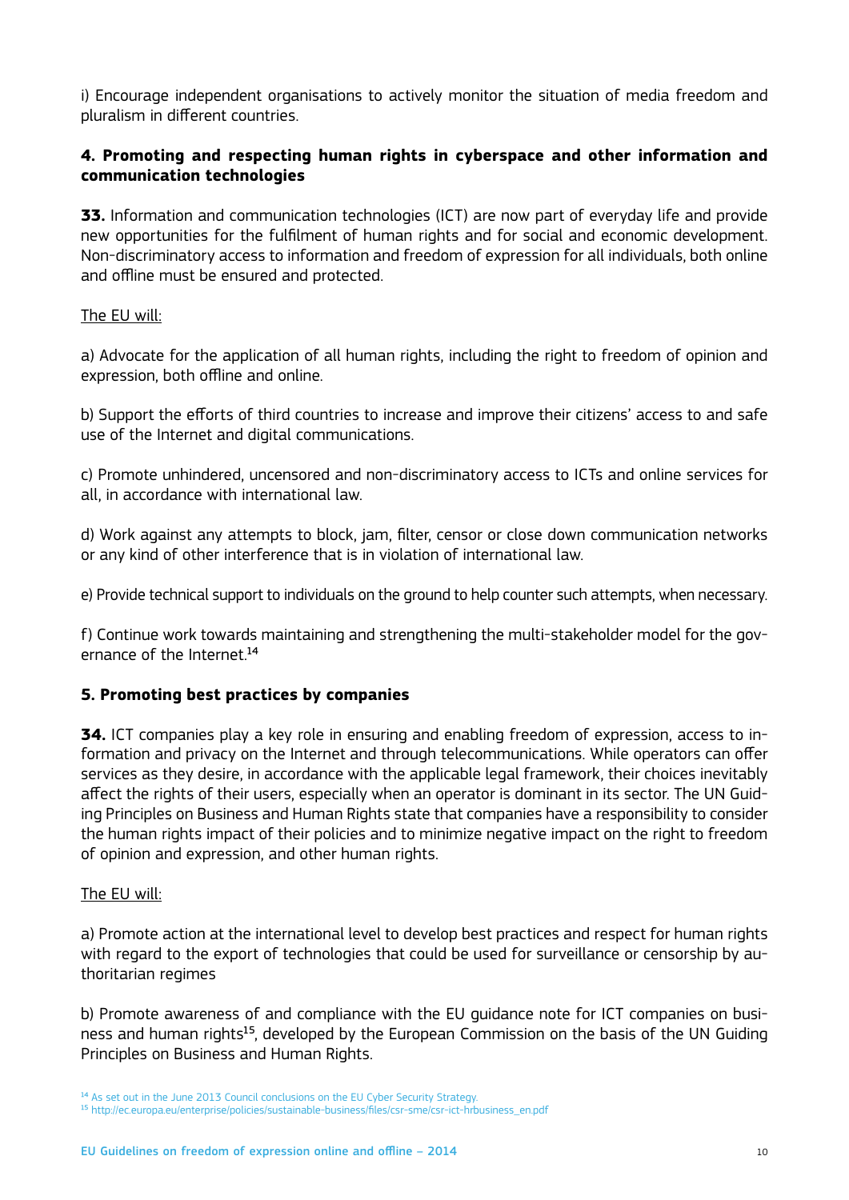i) Encourage independent organisations to actively monitor the situation of media freedom and pluralism in different countries.

## 4. Promoting and respecting human rights in cyberspace and other information and communication technologies

**33.** Information and communication technologies (ICT) are now part of everyday life and provide new opportunities for the fulfilment of human rights and for social and economic development. Non-discriminatory access to information and freedom of expression for all individuals, both online and offline must be ensured and protected.

The EU will:

a) Advocate for the application of all human rights, including the right to freedom of opinion and expression, both offline and online.

b) Support the efforts of third countries to increase and improve their citizens' access to and safe use of the Internet and digital communications.

c) Promote unhindered, uncensored and non-discriminatory access to ICTs and online services for all, in accordance with international law.

d) Work against any attempts to block, jam, filter, censor or close down communication networks or any kind of other interference that is in violation of international law.

e) Provide technical support to individuals on the ground to help counter such attempts, when necessary.

f) Continue work towards maintaining and strengthening the multi-stakeholder model for the governance of the Internet.[14]

## 5. Promoting best practices by companies

**34.** ICT companies play a key role in ensuring and enabling freedom of expression, access to information and privacy on the Internet and through telecommunications. While operators can offer services as they desire, in accordance with the applicable legal framework, their choices inevitably affect the rights of their users, especially when an operator is dominant in its sector. The UN Guiding Principles on Business and Human Rights state that companies have a responsibility to consider the human rights impact of their policies and to minimize negative impact on the right to freedom of opinion and expression, and other human rights.

The EU will:

a) Promote action at the international level to develop best practices and respect for human rights with regard to the export of technologies that could be used for surveillance or censorship by authoritarian regimes

b) Promote awareness of and compliance with the EU guidance note for ICT companies on business and human rights[15], developed by the European Commission on the basis of the UN Guiding Principles on Business and Human Rights.

[14] As set out in the June 2013 Council conclusions on the EU Cyber Security Strategy.

[15] http://ec.europa.eu/enterprise/policies/sustainable-business/files/csr-sme/csr-ict-hrbusiness_en.pdf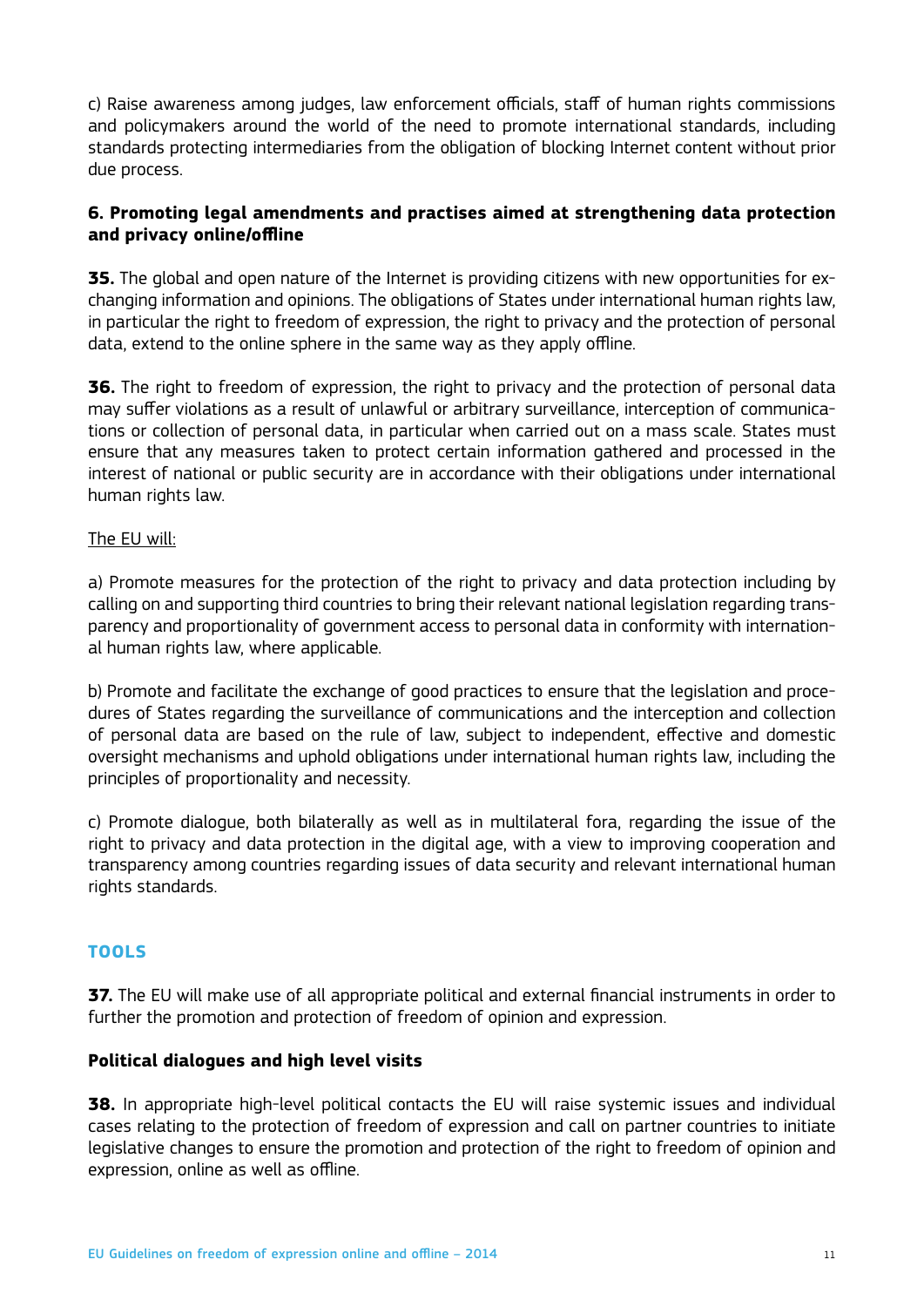c) Raise awareness among judges, law enforcement officials, staff of human rights commissions and policymakers around the world of the need to promote international standards, including standards protecting intermediaries from the obligation of blocking Internet content without prior due process.

### 6. Promoting legal amendments and practises aimed at strengthening data protection and privacy online/offline

**35.** The global and open nature of the Internet is providing citizens with new opportunities for exchanging information and opinions. The obligations of States under international human rights law, in particular the right to freedom of expression, the right to privacy and the protection of personal data, extend to the online sphere in the same way as they apply offline.

**36.** The right to freedom of expression, the right to privacy and the protection of personal data may suffer violations as a result of unlawful or arbitrary surveillance, interception of communications or collection of personal data, in particular when carried out on a mass scale. States must ensure that any measures taken to protect certain information gathered and processed in the interest of national or public security are in accordance with their obligations under international human rights law.

The EU will:

a) Promote measures for the protection of the right to privacy and data protection including by calling on and supporting third countries to bring their relevant national legislation regarding transparency and proportionality of government access to personal data in conformity with international human rights law, where applicable.

b) Promote and facilitate the exchange of good practices to ensure that the legislation and procedures of States regarding the surveillance of communications and the interception and collection of personal data are based on the rule of law, subject to independent, effective and domestic oversight mechanisms and uphold obligations under international human rights law, including the principles of proportionality and necessity.

c) Promote dialogue, both bilaterally as well as in multilateral fora, regarding the issue of the right to privacy and data protection in the digital age, with a view to improving cooperation and transparency among countries regarding issues of data security and relevant international human rights standards.

## TOOLS

**37.** The EU will make use of all appropriate political and external financial instruments in order to further the promotion and protection of freedom of opinion and expression.

### Political dialogues and high level visits

**38.** In appropriate high-level political contacts the EU will raise systemic issues and individual cases relating to the protection of freedom of expression and call on partner countries to initiate legislative changes to ensure the promotion and protection of the right to freedom of opinion and expression, online as well as offline.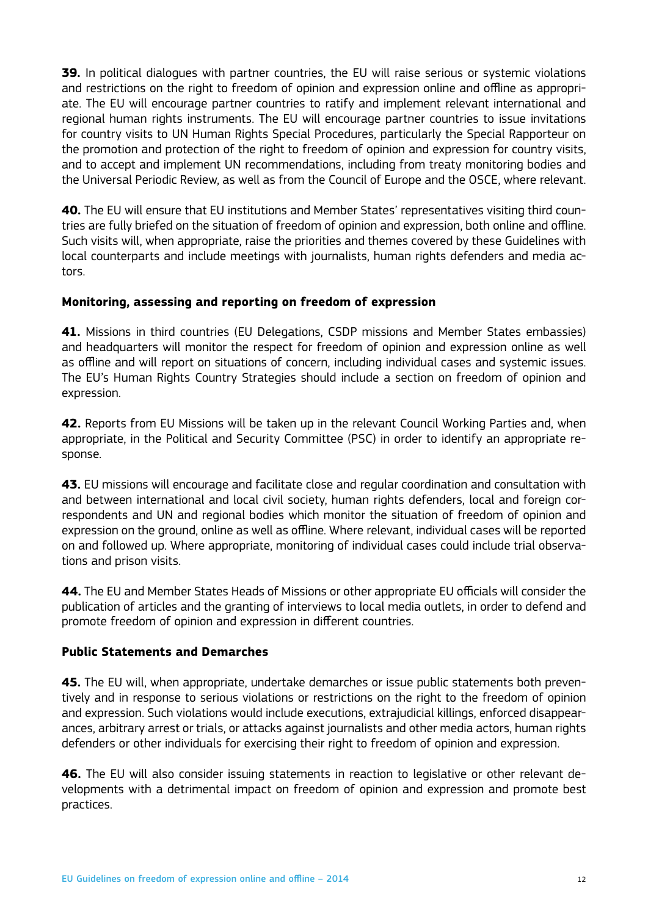**39.** In political dialogues with partner countries, the EU will raise serious or systemic violations and restrictions on the right to freedom of opinion and expression online and offline as appropriate. The EU will encourage partner countries to ratify and implement relevant international and regional human rights instruments. The EU will encourage partner countries to issue invitations for country visits to UN Human Rights Special Procedures, particularly the Special Rapporteur on the promotion and protection of the right to freedom of opinion and expression for country visits, and to accept and implement UN recommendations, including from treaty monitoring bodies and the Universal Periodic Review, as well as from the Council of Europe and the OSCE, where relevant.

**40.** The EU will ensure that EU institutions and Member States' representatives visiting third countries are fully briefed on the situation of freedom of opinion and expression, both online and offline. Such visits will, when appropriate, raise the priorities and themes covered by these Guidelines with local counterparts and include meetings with journalists, human rights defenders and media actors.

**Monitoring, assessing and reporting on freedom of expression**

**41.** Missions in third countries (EU Delegations, CSDP missions and Member States embassies) and headquarters will monitor the respect for freedom of opinion and expression online as well as offline and will report on situations of concern, including individual cases and systemic issues. The EU's Human Rights Country Strategies should include a section on freedom of opinion and expression.

**42.** Reports from EU Missions will be taken up in the relevant Council Working Parties and, when appropriate, in the Political and Security Committee (PSC) in order to identify an appropriate response.

**43.** EU missions will encourage and facilitate close and regular coordination and consultation with and between international and local civil society, human rights defenders, local and foreign correspondents and UN and regional bodies which monitor the situation of freedom of opinion and expression on the ground, online as well as offline. Where relevant, individual cases will be reported on and followed up. Where appropriate, monitoring of individual cases could include trial observations and prison visits.

**44.** The EU and Member States Heads of Missions or other appropriate EU officials will consider the publication of articles and the granting of interviews to local media outlets, in order to defend and promote freedom of opinion and expression in different countries.

**Public Statements and Demarches**

**45.** The EU will, when appropriate, undertake demarches or issue public statements both preventively and in response to serious violations or restrictions on the right to the freedom of opinion and expression. Such violations would include executions, extrajudicial killings, enforced disappearances, arbitrary arrest or trials, or attacks against journalists and other media actors, human rights defenders or other individuals for exercising their right to freedom of opinion and expression.

**46.** The EU will also consider issuing statements in reaction to legislative or other relevant developments with a detrimental impact on freedom of opinion and expression and promote best practices.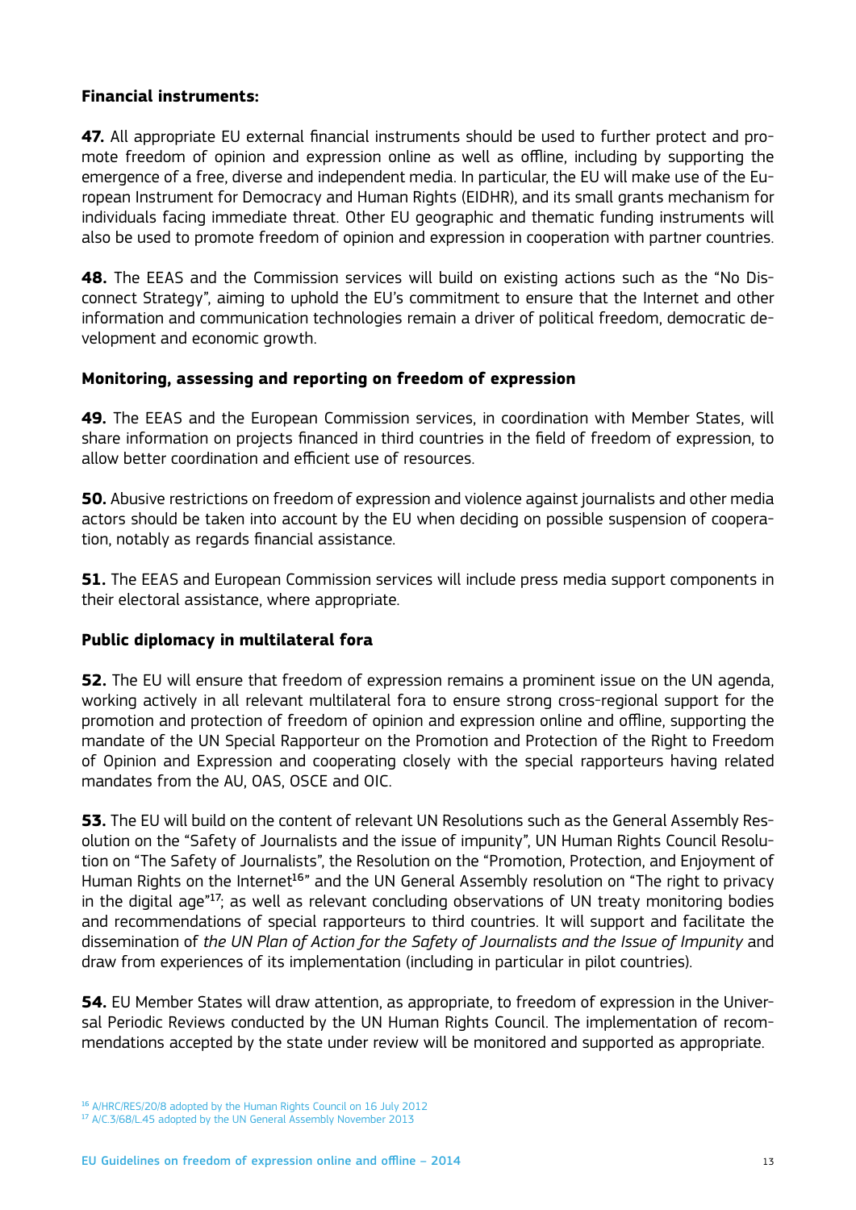**Financial instruments:**

**47.** All appropriate EU external financial instruments should be used to further protect and promote freedom of opinion and expression online as well as offline, including by supporting the emergence of a free, diverse and independent media. In particular, the EU will make use of the European Instrument for Democracy and Human Rights (EIDHR), and its small grants mechanism for individuals facing immediate threat. Other EU geographic and thematic funding instruments will also be used to promote freedom of opinion and expression in cooperation with partner countries.

**48.** The EEAS and the Commission services will build on existing actions such as the "No Disconnect Strategy", aiming to uphold the EU's commitment to ensure that the Internet and other information and communication technologies remain a driver of political freedom, democratic development and economic growth.

**Monitoring, assessing and reporting on freedom of expression**

**49.** The EEAS and the European Commission services, in coordination with Member States, will share information on projects financed in third countries in the field of freedom of expression, to allow better coordination and efficient use of resources.

**50.** Abusive restrictions on freedom of expression and violence against journalists and other media actors should be taken into account by the EU when deciding on possible suspension of cooperation, notably as regards financial assistance.

**51.** The EEAS and European Commission services will include press media support components in their electoral assistance, where appropriate.

**Public diplomacy in multilateral fora**

**52.** The EU will ensure that freedom of expression remains a prominent issue on the UN agenda, working actively in all relevant multilateral fora to ensure strong cross-regional support for the promotion and protection of freedom of opinion and expression online and offline, supporting the mandate of the UN Special Rapporteur on the Promotion and Protection of the Right to Freedom of Opinion and Expression and cooperating closely with the special rapporteurs having related mandates from the AU, OAS, OSCE and OIC.

**53.** The EU will build on the content of relevant UN Resolutions such as the General Assembly Resolution on the "Safety of Journalists and the issue of impunity", UN Human Rights Council Resolution on "The Safety of Journalists", the Resolution on the "Promotion, Protection, and Enjoyment of Human Rights on the Internet[16]" and the UN General Assembly resolution on "The right to privacy in the digital age"[17]; as well as relevant concluding observations of UN treaty monitoring bodies and recommendations of special rapporteurs to third countries. It will support and facilitate the dissemination of *the UN Plan of Action for the Safety of Journalists and the Issue of Impunity* and draw from experiences of its implementation (including in particular in pilot countries).

**54.** EU Member States will draw attention, as appropriate, to freedom of expression in the Universal Periodic Reviews conducted by the UN Human Rights Council. The implementation of recommendations accepted by the state under review will be monitored and supported as appropriate.

[16] A/HRC/RES/20/8 adopted by the Human Rights Council on 16 July 2012
[17] A/C.3/68/L.45 adopted by the UN General Assembly November 2013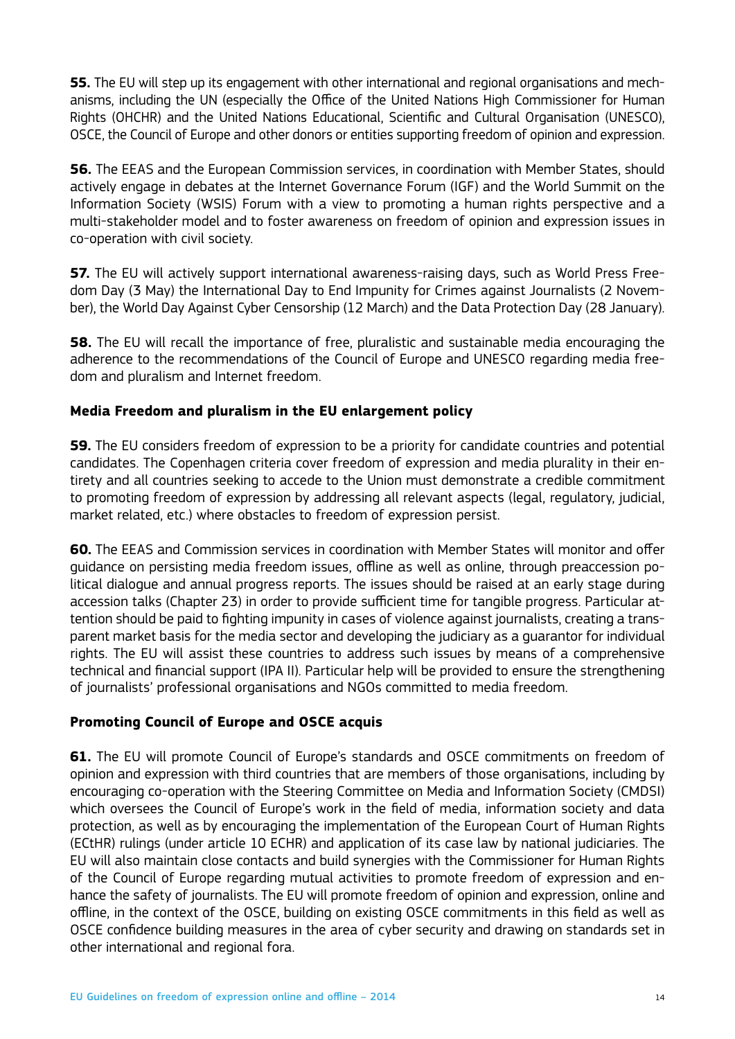**55.** The EU will step up its engagement with other international and regional organisations and mechanisms, including the UN (especially the Office of the United Nations High Commissioner for Human Rights (OHCHR) and the United Nations Educational, Scientific and Cultural Organisation (UNESCO), OSCE, the Council of Europe and other donors or entities supporting freedom of opinion and expression.

**56.** The EEAS and the European Commission services, in coordination with Member States, should actively engage in debates at the Internet Governance Forum (IGF) and the World Summit on the Information Society (WSIS) Forum with a view to promoting a human rights perspective and a multi-stakeholder model and to foster awareness on freedom of opinion and expression issues in co-operation with civil society.

**57.** The EU will actively support international awareness-raising days, such as World Press Freedom Day (3 May) the International Day to End Impunity for Crimes against Journalists (2 November), the World Day Against Cyber Censorship (12 March) and the Data Protection Day (28 January).

**58.** The EU will recall the importance of free, pluralistic and sustainable media encouraging the adherence to the recommendations of the Council of Europe and UNESCO regarding media freedom and pluralism and Internet freedom.

### Media Freedom and pluralism in the EU enlargement policy

**59.** The EU considers freedom of expression to be a priority for candidate countries and potential candidates. The Copenhagen criteria cover freedom of expression and media plurality in their entirety and all countries seeking to accede to the Union must demonstrate a credible commitment to promoting freedom of expression by addressing all relevant aspects (legal, regulatory, judicial, market related, etc.) where obstacles to freedom of expression persist.

**60.** The EEAS and Commission services in coordination with Member States will monitor and offer guidance on persisting media freedom issues, offline as well as online, through preaccession political dialogue and annual progress reports. The issues should be raised at an early stage during accession talks (Chapter 23) in order to provide sufficient time for tangible progress. Particular attention should be paid to fighting impunity in cases of violence against journalists, creating a transparent market basis for the media sector and developing the judiciary as a guarantor for individual rights. The EU will assist these countries to address such issues by means of a comprehensive technical and financial support (IPA II). Particular help will be provided to ensure the strengthening of journalists' professional organisations and NGOs committed to media freedom.

### Promoting Council of Europe and OSCE acquis

**61.** The EU will promote Council of Europe's standards and OSCE commitments on freedom of opinion and expression with third countries that are members of those organisations, including by encouraging co-operation with the Steering Committee on Media and Information Society (CMDSI) which oversees the Council of Europe's work in the field of media, information society and data protection, as well as by encouraging the implementation of the European Court of Human Rights (ECtHR) rulings (under article 10 ECHR) and application of its case law by national judiciaries. The EU will also maintain close contacts and build synergies with the Commissioner for Human Rights of the Council of Europe regarding mutual activities to promote freedom of expression and enhance the safety of journalists. The EU will promote freedom of opinion and expression, online and offline, in the context of the OSCE, building on existing OSCE commitments in this field as well as OSCE confidence building measures in the area of cyber security and drawing on standards set in other international and regional fora.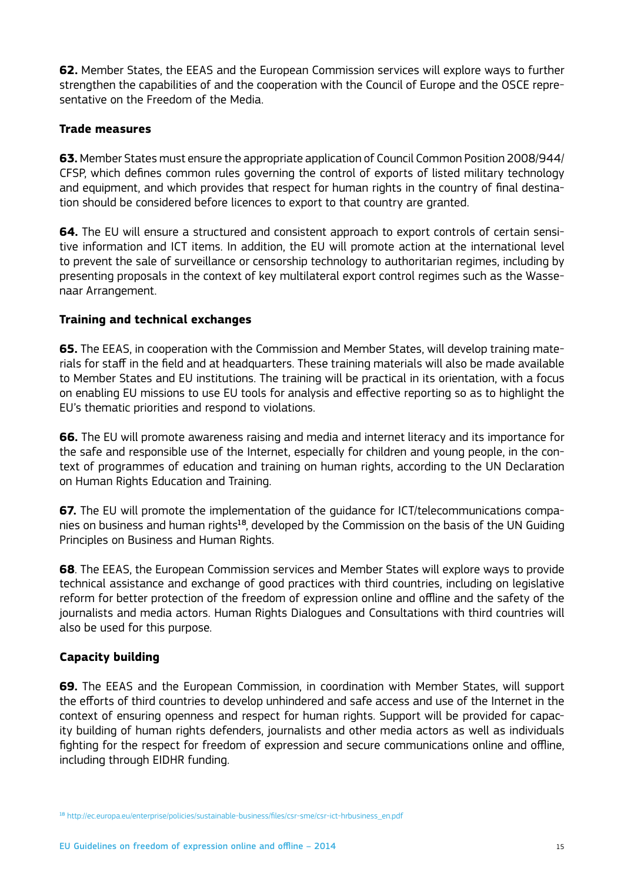**62.** Member States, the EEAS and the European Commission services will explore ways to further strengthen the capabilities of and the cooperation with the Council of Europe and the OSCE representative on the Freedom of the Media.

### Trade measures

**63.** Member States must ensure the appropriate application of Council Common Position 2008/944/CFSP, which defines common rules governing the control of exports of listed military technology and equipment, and which provides that respect for human rights in the country of final destination should be considered before licences to export to that country are granted.

**64.** The EU will ensure a structured and consistent approach to export controls of certain sensitive information and ICT items. In addition, the EU will promote action at the international level to prevent the sale of surveillance or censorship technology to authoritarian regimes, including by presenting proposals in the context of key multilateral export control regimes such as the Wassenaar Arrangement.

### Training and technical exchanges

**65.** The EEAS, in cooperation with the Commission and Member States, will develop training materials for staff in the field and at headquarters. These training materials will also be made available to Member States and EU institutions. The training will be practical in its orientation, with a focus on enabling EU missions to use EU tools for analysis and effective reporting so as to highlight the EU's thematic priorities and respond to violations.

**66.** The EU will promote awareness raising and media and internet literacy and its importance for the safe and responsible use of the Internet, especially for children and young people, in the context of programmes of education and training on human rights, according to the UN Declaration on Human Rights Education and Training.

**67.** The EU will promote the implementation of the guidance for ICT/telecommunications companies on business and human rights[18], developed by the Commission on the basis of the UN Guiding Principles on Business and Human Rights.

**68**. The EEAS, the European Commission services and Member States will explore ways to provide technical assistance and exchange of good practices with third countries, including on legislative reform for better protection of the freedom of expression online and offline and the safety of the journalists and media actors. Human Rights Dialogues and Consultations with third countries will also be used for this purpose.

### Capacity building

**69.** The EEAS and the European Commission, in coordination with Member States, will support the efforts of third countries to develop unhindered and safe access and use of the Internet in the context of ensuring openness and respect for human rights. Support will be provided for capacity building of human rights defenders, journalists and other media actors as well as individuals fighting for the respect for freedom of expression and secure communications online and offline, including through EIDHR funding.

[18] http://ec.europa.eu/enterprise/policies/sustainable-business/files/csr-sme/csr-ict-hrbusiness_en.pdf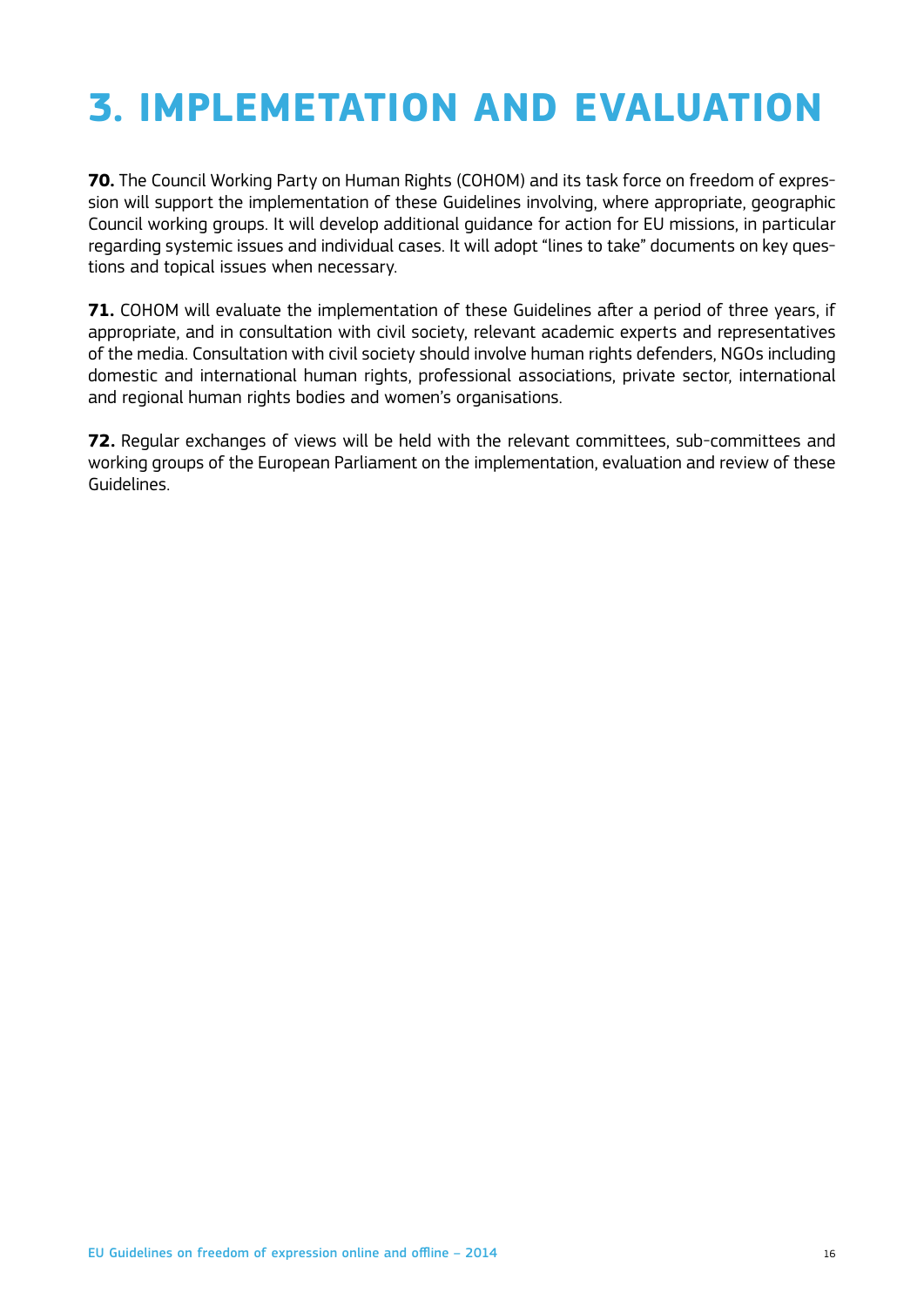# 3. IMPLEMETATION AND EVALUATION

**70.** The Council Working Party on Human Rights (COHOM) and its task force on freedom of expression will support the implementation of these Guidelines involving, where appropriate, geographic Council working groups. It will develop additional guidance for action for EU missions, in particular regarding systemic issues and individual cases. It will adopt "lines to take" documents on key questions and topical issues when necessary.

**71.** COHOM will evaluate the implementation of these Guidelines after a period of three years, if appropriate, and in consultation with civil society, relevant academic experts and representatives of the media. Consultation with civil society should involve human rights defenders, NGOs including domestic and international human rights, professional associations, private sector, international and regional human rights bodies and women's organisations.

**72.** Regular exchanges of views will be held with the relevant committees, sub-committees and working groups of the European Parliament on the implementation, evaluation and review of these Guidelines.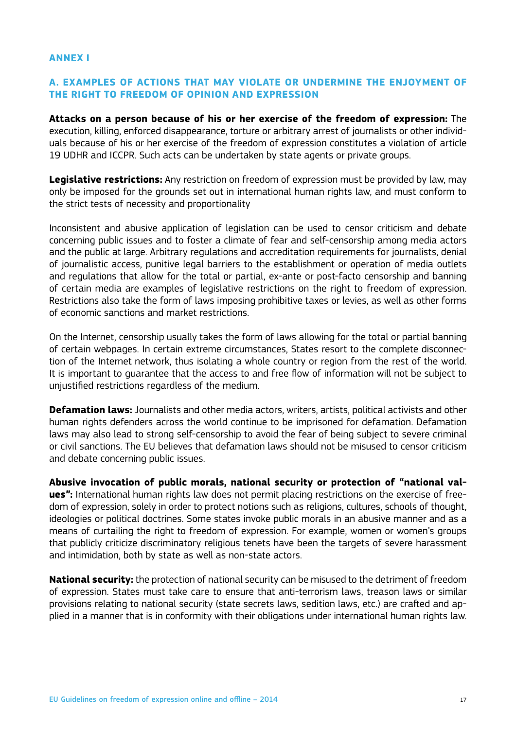## ANNEX I

### A. EXAMPLES OF ACTIONS THAT MAY VIOLATE OR UNDERMINE THE ENJOYMENT OF THE RIGHT TO FREEDOM OF OPINION AND EXPRESSION

**Attacks on a person because of his or her exercise of the freedom of expression:** The execution, killing, enforced disappearance, torture or arbitrary arrest of journalists or other individuals because of his or her exercise of the freedom of expression constitutes a violation of article 19 UDHR and ICCPR. Such acts can be undertaken by state agents or private groups.

**Legislative restrictions:** Any restriction on freedom of expression must be provided by law, may only be imposed for the grounds set out in international human rights law, and must conform to the strict tests of necessity and proportionality

Inconsistent and abusive application of legislation can be used to censor criticism and debate concerning public issues and to foster a climate of fear and self-censorship among media actors and the public at large. Arbitrary regulations and accreditation requirements for journalists, denial of journalistic access, punitive legal barriers to the establishment or operation of media outlets and regulations that allow for the total or partial, ex-ante or post-facto censorship and banning of certain media are examples of legislative restrictions on the right to freedom of expression. Restrictions also take the form of laws imposing prohibitive taxes or levies, as well as other forms of economic sanctions and market restrictions.

On the Internet, censorship usually takes the form of laws allowing for the total or partial banning of certain webpages. In certain extreme circumstances, States resort to the complete disconnection of the Internet network, thus isolating a whole country or region from the rest of the world. It is important to guarantee that the access to and free flow of information will not be subject to unjustified restrictions regardless of the medium.

**Defamation laws:** Journalists and other media actors, writers, artists, political activists and other human rights defenders across the world continue to be imprisoned for defamation. Defamation laws may also lead to strong self-censorship to avoid the fear of being subject to severe criminal or civil sanctions. The EU believes that defamation laws should not be misused to censor criticism and debate concerning public issues.

**Abusive invocation of public morals, national security or protection of "national values":** International human rights law does not permit placing restrictions on the exercise of freedom of expression, solely in order to protect notions such as religions, cultures, schools of thought, ideologies or political doctrines. Some states invoke public morals in an abusive manner and as a means of curtailing the right to freedom of expression. For example, women or women's groups that publicly criticize discriminatory religious tenets have been the targets of severe harassment and intimidation, both by state as well as non-state actors.

**National security:** the protection of national security can be misused to the detriment of freedom of expression. States must take care to ensure that anti-terrorism laws, treason laws or similar provisions relating to national security (state secrets laws, sedition laws, etc.) are crafted and applied in a manner that is in conformity with their obligations under international human rights law.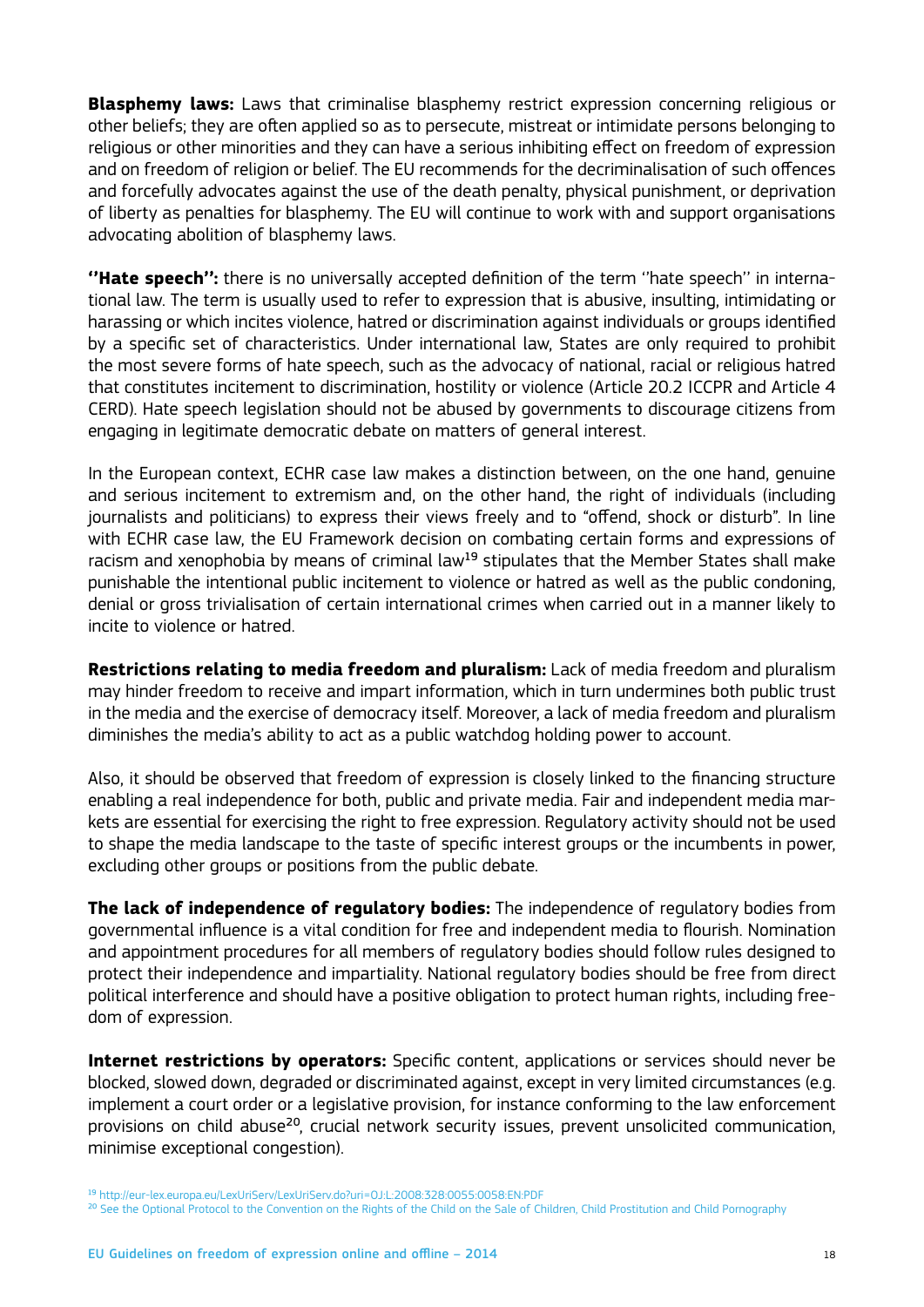**Blasphemy laws:** Laws that criminalise blasphemy restrict expression concerning religious or other beliefs; they are often applied so as to persecute, mistreat or intimidate persons belonging to religious or other minorities and they can have a serious inhibiting effect on freedom of expression and on freedom of religion or belief. The EU recommends for the decriminalisation of such offences and forcefully advocates against the use of the death penalty, physical punishment, or deprivation of liberty as penalties for blasphemy. The EU will continue to work with and support organisations advocating abolition of blasphemy laws.

**''Hate speech'':** there is no universally accepted definition of the term ''hate speech'' in international law. The term is usually used to refer to expression that is abusive, insulting, intimidating or harassing or which incites violence, hatred or discrimination against individuals or groups identified by a specific set of characteristics. Under international law, States are only required to prohibit the most severe forms of hate speech, such as the advocacy of national, racial or religious hatred that constitutes incitement to discrimination, hostility or violence (Article 20.2 ICCPR and Article 4 CERD). Hate speech legislation should not be abused by governments to discourage citizens from engaging in legitimate democratic debate on matters of general interest.

In the European context, ECHR case law makes a distinction between, on the one hand, genuine and serious incitement to extremism and, on the other hand, the right of individuals (including journalists and politicians) to express their views freely and to "offend, shock or disturb". In line with ECHR case law, the EU Framework decision on combating certain forms and expressions of racism and xenophobia by means of criminal law[19] stipulates that the Member States shall make punishable the intentional public incitement to violence or hatred as well as the public condoning, denial or gross trivialisation of certain international crimes when carried out in a manner likely to incite to violence or hatred.

**Restrictions relating to media freedom and pluralism:** Lack of media freedom and pluralism may hinder freedom to receive and impart information, which in turn undermines both public trust in the media and the exercise of democracy itself. Moreover, a lack of media freedom and pluralism diminishes the media's ability to act as a public watchdog holding power to account.

Also, it should be observed that freedom of expression is closely linked to the financing structure enabling a real independence for both, public and private media. Fair and independent media markets are essential for exercising the right to free expression. Regulatory activity should not be used to shape the media landscape to the taste of specific interest groups or the incumbents in power, excluding other groups or positions from the public debate.

**The lack of independence of regulatory bodies:** The independence of regulatory bodies from governmental influence is a vital condition for free and independent media to flourish. Nomination and appointment procedures for all members of regulatory bodies should follow rules designed to protect their independence and impartiality. National regulatory bodies should be free from direct political interference and should have a positive obligation to protect human rights, including freedom of expression.

**Internet restrictions by operators:** Specific content, applications or services should never be blocked, slowed down, degraded or discriminated against, except in very limited circumstances (e.g. implement a court order or a legislative provision, for instance conforming to the law enforcement provisions on child abuse[20], crucial network security issues, prevent unsolicited communication, minimise exceptional congestion).

[19] http://eur-lex.europa.eu/LexUriServ/LexUriServ.do?uri=OJ:L:2008:328:0055:0058:EN:PDF

[20] See the Optional Protocol to the Convention on the Rights of the Child on the Sale of Children, Child Prostitution and Child Pornography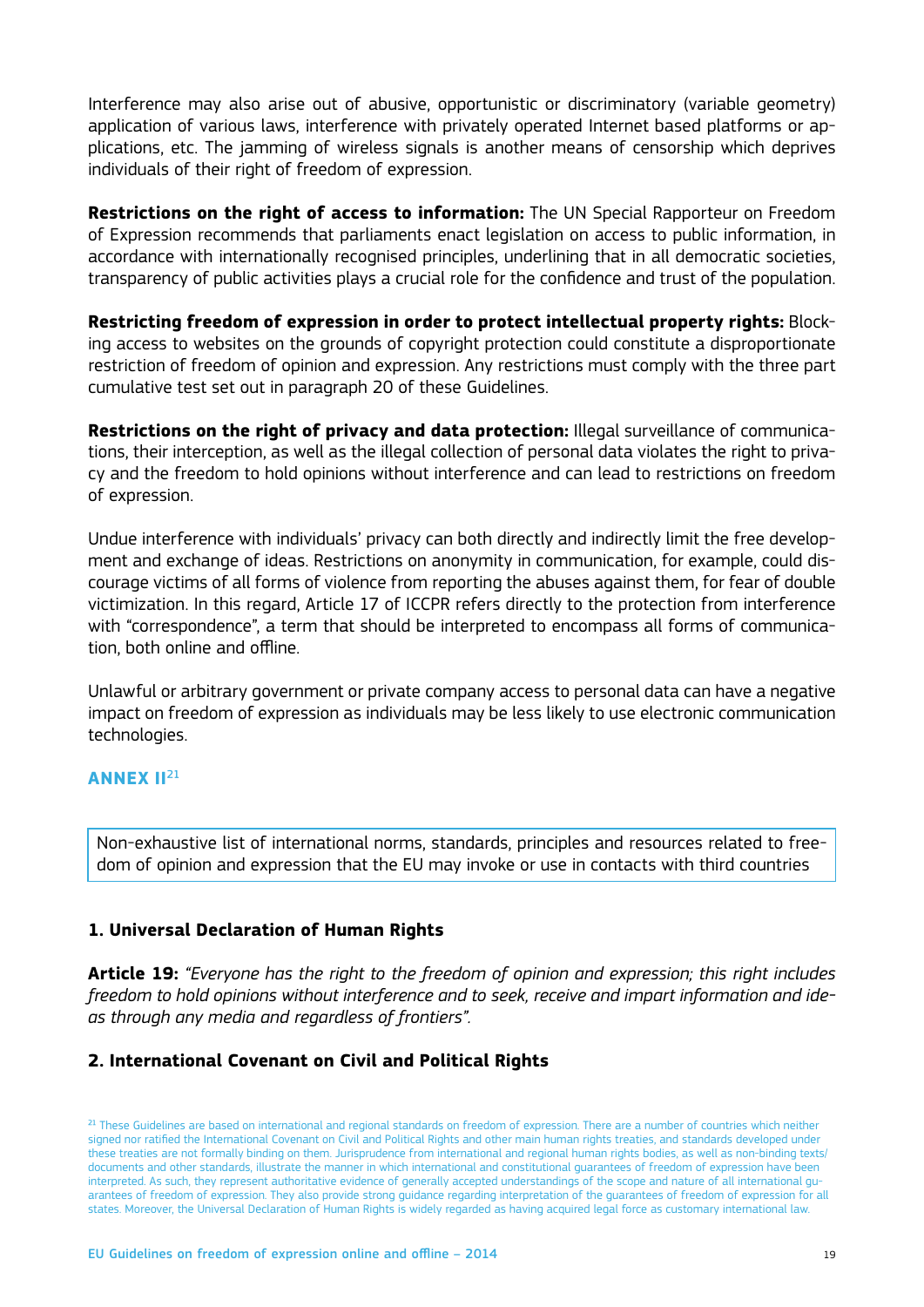Interference may also arise out of abusive, opportunistic or discriminatory (variable geometry) application of various laws, interference with privately operated Internet based platforms or applications, etc. The jamming of wireless signals is another means of censorship which deprives individuals of their right of freedom of expression.

**Restrictions on the right of access to information:** The UN Special Rapporteur on Freedom of Expression recommends that parliaments enact legislation on access to public information, in accordance with internationally recognised principles, underlining that in all democratic societies, transparency of public activities plays a crucial role for the confidence and trust of the population.

**Restricting freedom of expression in order to protect intellectual property rights:** Blocking access to websites on the grounds of copyright protection could constitute a disproportionate restriction of freedom of opinion and expression. Any restrictions must comply with the three part cumulative test set out in paragraph 20 of these Guidelines.

**Restrictions on the right of privacy and data protection:** Illegal surveillance of communications, their interception, as well as the illegal collection of personal data violates the right to privacy and the freedom to hold opinions without interference and can lead to restrictions on freedom of expression.

Undue interference with individuals' privacy can both directly and indirectly limit the free development and exchange of ideas. Restrictions on anonymity in communication, for example, could discourage victims of all forms of violence from reporting the abuses against them, for fear of double victimization. In this regard, Article 17 of ICCPR refers directly to the protection from interference with "correspondence", a term that should be interpreted to encompass all forms of communication, both online and offline.

Unlawful or arbitrary government or private company access to personal data can have a negative impact on freedom of expression as individuals may be less likely to use electronic communication technologies.

## ANNEX II[21]

Non-exhaustive list of international norms, standards, principles and resources related to freedom of opinion and expression that the EU may invoke or use in contacts with third countries

### 1. Universal Declaration of Human Rights

**Article 19:** *"Everyone has the right to the freedom of opinion and expression; this right includes freedom to hold opinions without interference and to seek, receive and impart information and ideas through any media and regardless of frontiers".*

### 2. International Covenant on Civil and Political Rights

[21] These Guidelines are based on international and regional standards on freedom of expression. There are a number of countries which neither signed nor ratified the International Covenant on Civil and Political Rights and other main human rights treaties, and standards developed under these treaties are not formally binding on them. Jurisprudence from international and regional human rights bodies, as well as non-binding texts/documents and other standards, illustrate the manner in which international and constitutional guarantees of freedom of expression have been interpreted. As such, they represent authoritative evidence of generally accepted understandings of the scope and nature of all international guarantees of freedom of expression. They also provide strong guidance regarding interpretation of the guarantees of freedom of expression for all states. Moreover, the Universal Declaration of Human Rights is widely regarded as having acquired legal force as customary international law.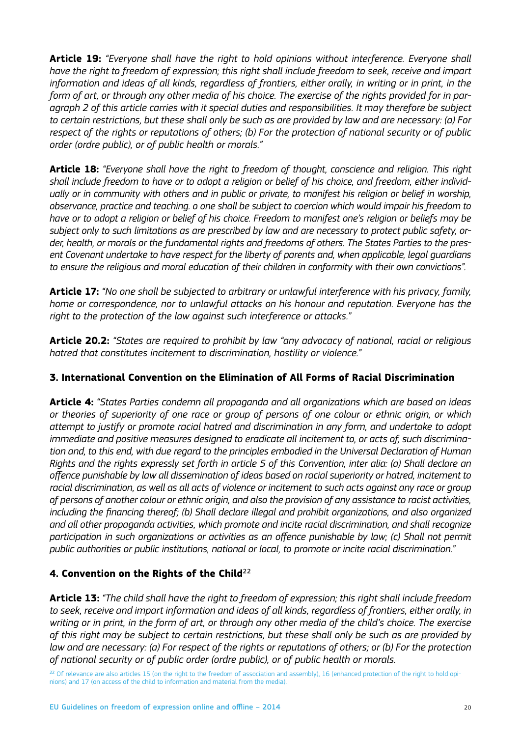**Article 19:** *"Everyone shall have the right to hold opinions without interference. Everyone shall have the right to freedom of expression; this right shall include freedom to seek, receive and impart information and ideas of all kinds, regardless of frontiers, either orally, in writing or in print, in the form of art, or through any other media of his choice. The exercise of the rights provided for in paragraph 2 of this article carries with it special duties and responsibilities. It may therefore be subject to certain restrictions, but these shall only be such as are provided by law and are necessary: (a) For respect of the rights or reputations of others; (b) For the protection of national security or of public order (ordre public), or of public health or morals."*

**Article 18:** *"Everyone shall have the right to freedom of thought, conscience and religion. This right shall include freedom to have or to adopt a religion or belief of his choice, and freedom, either individually or in community with others and in public or private, to manifest his religion or belief in worship, observance, practice and teaching. o one shall be subject to coercion which would impair his freedom to have or to adopt a religion or belief of his choice. Freedom to manifest one's religion or beliefs may be subject only to such limitations as are prescribed by law and are necessary to protect public safety, order, health, or morals or the fundamental rights and freedoms of others. The States Parties to the present Covenant undertake to have respect for the liberty of parents and, when applicable, legal guardians to ensure the religious and moral education of their children in conformity with their own convictions".*

**Article 17:** *"No one shall be subjected to arbitrary or unlawful interference with his privacy, family, home or correspondence, nor to unlawful attacks on his honour and reputation. Everyone has the right to the protection of the law against such interference or attacks."*

**Article 20.2:** *"States are required to prohibit by law "any advocacy of national, racial or religious hatred that constitutes incitement to discrimination, hostility or violence."*

### 3. International Convention on the Elimination of All Forms of Racial Discrimination

**Article 4:** *"States Parties condemn all propaganda and all organizations which are based on ideas or theories of superiority of one race or group of persons of one colour or ethnic origin, or which attempt to justify or promote racial hatred and discrimination in any form, and undertake to adopt immediate and positive measures designed to eradicate all incitement to, or acts of, such discrimination and, to this end, with due regard to the principles embodied in the Universal Declaration of Human Rights and the rights expressly set forth in article 5 of this Convention, inter alia: (a) Shall declare an offence punishable by law all dissemination of ideas based on racial superiority or hatred, incitement to racial discrimination, as well as all acts of violence or incitement to such acts against any race or group of persons of another colour or ethnic origin, and also the provision of any assistance to racist activities, including the financing thereof; (b) Shall declare illegal and prohibit organizations, and also organized and all other propaganda activities, which promote and incite racial discrimination, and shall recognize participation in such organizations or activities as an offence punishable by law; (c) Shall not permit public authorities or public institutions, national or local, to promote or incite racial discrimination."*

### 4. Convention on the Rights of the Child[22]

**Article 13:** *"The child shall have the right to freedom of expression; this right shall include freedom to seek, receive and impart information and ideas of all kinds, regardless of frontiers, either orally, in writing or in print, in the form of art, or through any other media of the child's choice. The exercise of this right may be subject to certain restrictions, but these shall only be such as are provided by law and are necessary: (a) For respect of the rights or reputations of others; or (b) For the protection of national security or of public order (ordre public), or of public health or morals.*

[22] Of relevance are also articles 15 (on the right to the freedom of association and assembly), 16 (enhanced protection of the right to hold opinions) and 17 (on access of the child to information and material from the media).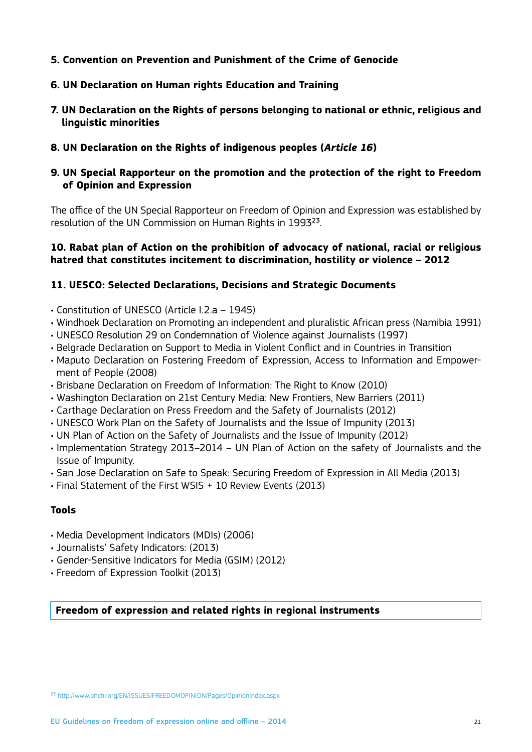**5. Convention on Prevention and Punishment of the Crime of Genocide**

**6. UN Declaration on Human rights Education and Training**

**7. UN Declaration on the Rights of persons belonging to national or ethnic, religious and linguistic minorities**

**8. UN Declaration on the Rights of indigenous peoples (*Article 16*)**

**9. UN Special Rapporteur on the promotion and the protection of the right to Freedom of Opinion and Expression**

The office of the UN Special Rapporteur on Freedom of Opinion and Expression was established by resolution of the UN Commission on Human Rights in 1993[23].

**10. Rabat plan of Action on the prohibition of advocacy of national, racial or religious hatred that constitutes incitement to discrimination, hostility or violence – 2012**

**11. UESCO: Selected Declarations, Decisions and Strategic Documents**

- Constitution of UNESCO (Article I.2.a – 1945)
- Windhoek Declaration on Promoting an independent and pluralistic African press (Namibia 1991)
- UNESCO Resolution 29 on Condemnation of Violence against Journalists (1997)
- Belgrade Declaration on Support to Media in Violent Conflict and in Countries in Transition
- Maputo Declaration on Fostering Freedom of Expression, Access to Information and Empowerment of People (2008)
- Brisbane Declaration on Freedom of Information: The Right to Know (2010)
- Washington Declaration on 21st Century Media: New Frontiers, New Barriers (2011)
- Carthage Declaration on Press Freedom and the Safety of Journalists (2012)
- UNESCO Work Plan on the Safety of Journalists and the Issue of Impunity (2013)
- UN Plan of Action on the Safety of Journalists and the Issue of Impunity (2012)
- Implementation Strategy 2013–2014 – UN Plan of Action on the safety of Journalists and the Issue of Impunity.
- San Jose Declaration on Safe to Speak: Securing Freedom of Expression in All Media (2013)
- Final Statement of the First WSIS + 10 Review Events (2013)

**Tools**

- Media Development Indicators (MDIs) (2006)
- Journalists' Safety Indicators: (2013)
- Gender-Sensitive Indicators for Media (GSIM) (2012)
- Freedom of Expression Toolkit (2013)

## Freedom of expression and related rights in regional instruments

[23] http://www.ohchr.org/EN/ISSUES/FREEDOMOPINION/Pages/OpinionIndex.aspx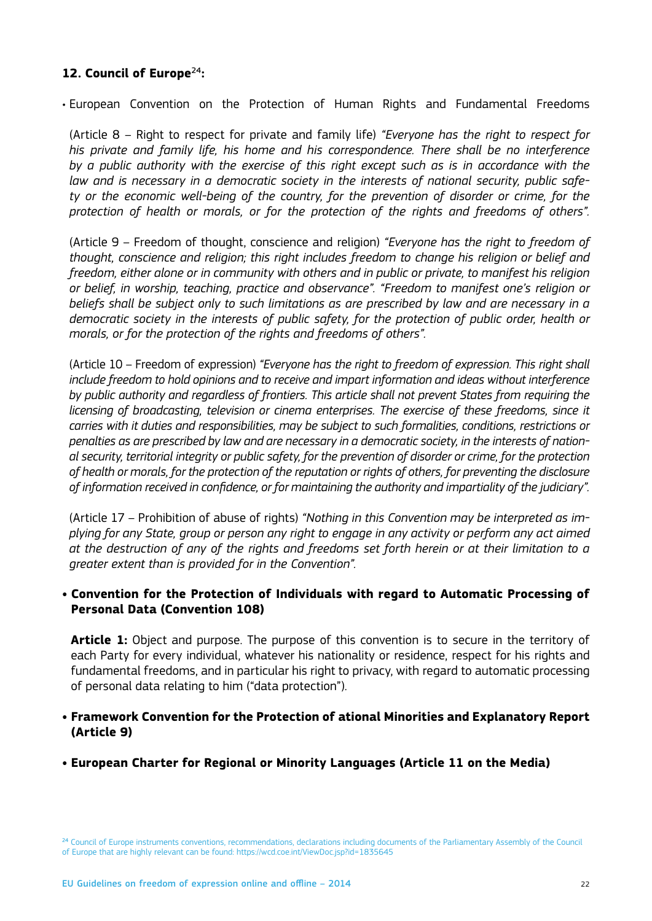## 12. Council of Europe[24]:

- European Convention on the Protection of Human Rights and Fundamental Freedoms

  (Article 8 – Right to respect for private and family life) *"Everyone has the right to respect for his private and family life, his home and his correspondence. There shall be no interference by a public authority with the exercise of this right except such as is in accordance with the law and is necessary in a democratic society in the interests of national security, public safety or the economic well-being of the country, for the prevention of disorder or crime, for the protection of health or morals, or for the protection of the rights and freedoms of others".*

  (Article 9 – Freedom of thought, conscience and religion) *"Everyone has the right to freedom of thought, conscience and religion; this right includes freedom to change his religion or belief and freedom, either alone or in community with others and in public or private, to manifest his religion or belief, in worship, teaching, practice and observance". "Freedom to manifest one's religion or beliefs shall be subject only to such limitations as are prescribed by law and are necessary in a democratic society in the interests of public safety, for the protection of public order, health or morals, or for the protection of the rights and freedoms of others".*

  (Article 10 – Freedom of expression) *"Everyone has the right to freedom of expression. This right shall include freedom to hold opinions and to receive and impart information and ideas without interference by public authority and regardless of frontiers. This article shall not prevent States from requiring the licensing of broadcasting, television or cinema enterprises. The exercise of these freedoms, since it carries with it duties and responsibilities, may be subject to such formalities, conditions, restrictions or penalties as are prescribed by law and are necessary in a democratic society, in the interests of national security, territorial integrity or public safety, for the prevention of disorder or crime, for the protection of health or morals, for the protection of the reputation or rights of others, for preventing the disclosure of information received in confidence, or for maintaining the authority and impartiality of the judiciary".*

  (Article 17 – Prohibition of abuse of rights) *"Nothing in this Convention may be interpreted as implying for any State, group or person any right to engage in any activity or perform any act aimed at the destruction of any of the rights and freedoms set forth herein or at their limitation to a greater extent than is provided for in the Convention".*

- **Convention for the Protection of Individuals with regard to Automatic Processing of Personal Data (Convention 108)**

  **Article 1:** Object and purpose. The purpose of this convention is to secure in the territory of each Party for every individual, whatever his nationality or residence, respect for his rights and fundamental freedoms, and in particular his right to privacy, with regard to automatic processing of personal data relating to him ("data protection").

- **Framework Convention for the Protection of ational Minorities and Explanatory Report (Article 9)**

- **European Charter for Regional or Minority Languages (Article 11 on the Media)**

[24] Council of Europe instruments conventions, recommendations, declarations including documents of the Parliamentary Assembly of the Council of Europe that are highly relevant can be found: https://wcd.coe.int/ViewDoc.jsp?id=1835645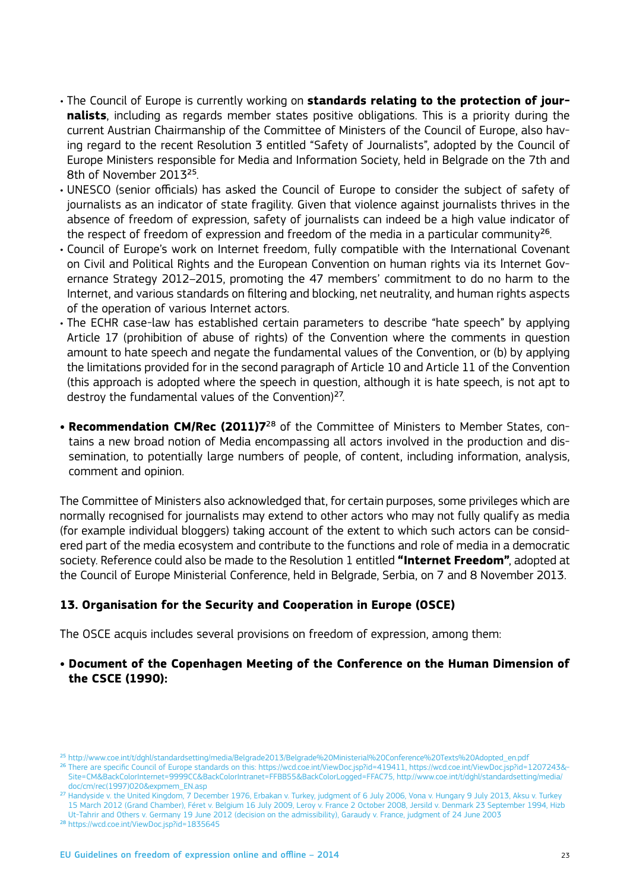- The Council of Europe is currently working on **standards relating to the protection of journalists**, including as regards member states positive obligations. This is a priority during the current Austrian Chairmanship of the Committee of Ministers of the Council of Europe, also having regard to the recent Resolution 3 entitled "Safety of Journalists", adopted by the Council of Europe Ministers responsible for Media and Information Society, held in Belgrade on the 7th and 8th of November 2013[25].
- UNESCO (senior officials) has asked the Council of Europe to consider the subject of safety of journalists as an indicator of state fragility. Given that violence against journalists thrives in the absence of freedom of expression, safety of journalists can indeed be a high value indicator of the respect of freedom of expression and freedom of the media in a particular community[26].
- Council of Europe's work on Internet freedom, fully compatible with the International Covenant on Civil and Political Rights and the European Convention on human rights via its Internet Governance Strategy 2012–2015, promoting the 47 members' commitment to do no harm to the Internet, and various standards on filtering and blocking, net neutrality, and human rights aspects of the operation of various Internet actors.
- The ECHR case-law has established certain parameters to describe "hate speech" by applying Article 17 (prohibition of abuse of rights) of the Convention where the comments in question amount to hate speech and negate the fundamental values of the Convention, or (b) by applying the limitations provided for in the second paragraph of Article 10 and Article 11 of the Convention (this approach is adopted where the speech in question, although it is hate speech, is not apt to destroy the fundamental values of the Convention)[27].

- **Recommendation CM/Rec (2011)7**[28] of the Committee of Ministers to Member States, contains a new broad notion of Media encompassing all actors involved in the production and dissemination, to potentially large numbers of people, of content, including information, analysis, comment and opinion.

The Committee of Ministers also acknowledged that, for certain purposes, some privileges which are normally recognised for journalists may extend to other actors who may not fully qualify as media (for example individual bloggers) taking account of the extent to which such actors can be considered part of the media ecosystem and contribute to the functions and role of media in a democratic society. Reference could also be made to the Resolution 1 entitled **"Internet Freedom"**, adopted at the Council of Europe Ministerial Conference, held in Belgrade, Serbia, on 7 and 8 November 2013.

### 13. Organisation for the Security and Cooperation in Europe (OSCE)

The OSCE acquis includes several provisions on freedom of expression, among them:

- **Document of the Copenhagen Meeting of the Conference on the Human Dimension of the CSCE (1990):**

---

[25] http://www.coe.int/t/dghl/standardsetting/media/Belgrade2013/Belgrade%20Ministerial%20Conference%20Texts%20Adopted_en.pdf

[26] There are specific Council of Europe standards on this: https://wcd.coe.int/ViewDoc.jsp?id=419411, https://wcd.coe.int/ViewDoc.jsp?id=1207243&Site=CM&BackColorInternet=9999CC&BackColorIntranet=FFBB55&BackColorLogged=FFAC75, http://www.coe.int/t/dghl/standardsetting/media/doc/cm/rec(1997)020&expmem_EN.asp

[27] Handyside v. the United Kingdom, 7 December 1976, Erbakan v. Turkey, judgment of 6 July 2006, Vona v. Hungary 9 July 2013, Aksu v. Turkey 15 March 2012 (Grand Chamber), Féret v. Belgium 16 July 2009, Leroy v. France 2 October 2008, Jersild v. Denmark 23 September 1994, Hizb Ut-Tahrir and Others v. Germany 19 June 2012 (decision on the admissibility), Garaudy v. France, judgment of 24 June 2003

[28] https://wcd.coe.int/ViewDoc.jsp?id=1835645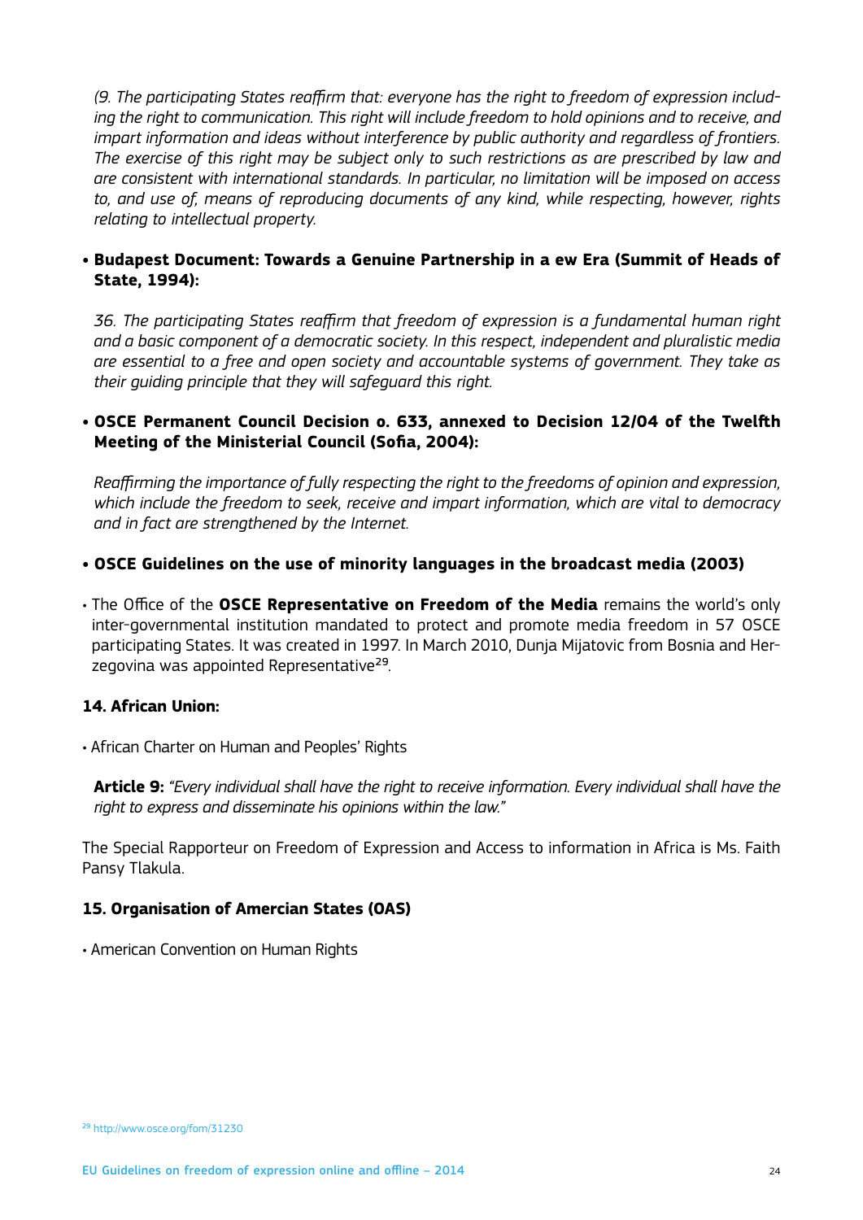*(9. The participating States reaffirm that: everyone has the right to freedom of expression including the right to communication. This right will include freedom to hold opinions and to receive, and impart information and ideas without interference by public authority and regardless of frontiers. The exercise of this right may be subject only to such restrictions as are prescribed by law and are consistent with international standards. In particular, no limitation will be imposed on access to, and use of, means of reproducing documents of any kind, while respecting, however, rights relating to intellectual property.*

- **Budapest Document: Towards a Genuine Partnership in a ew Era (Summit of Heads of State, 1994):**

  *36. The participating States reaffirm that freedom of expression is a fundamental human right and a basic component of a democratic society. In this respect, independent and pluralistic media are essential to a free and open society and accountable systems of government. They take as their guiding principle that they will safeguard this right.*

- **OSCE Permanent Council Decision o. 633, annexed to Decision 12/04 of the Twelfth Meeting of the Ministerial Council (Sofia, 2004):**

  *Reaffirming the importance of fully respecting the right to the freedoms of opinion and expression, which include the freedom to seek, receive and impart information, which are vital to democracy and in fact are strengthened by the Internet.*

- **OSCE Guidelines on the use of minority languages in the broadcast media (2003)**

- The Office of the **OSCE Representative on Freedom of the Media** remains the world's only inter-governmental institution mandated to protect and promote media freedom in 57 OSCE participating States. It was created in 1997. In March 2010, Dunja Mijatovic from Bosnia and Herzegovina was appointed Representative[29].

### 14. African Union:

- African Charter on Human and Peoples' Rights

  **Article 9:** *"Every individual shall have the right to receive information. Every individual shall have the right to express and disseminate his opinions within the law."*

The Special Rapporteur on Freedom of Expression and Access to information in Africa is Ms. Faith Pansy Tlakula.

### 15. Organisation of Amercian States (OAS)

- American Convention on Human Rights

[29] http://www.osce.org/fom/31230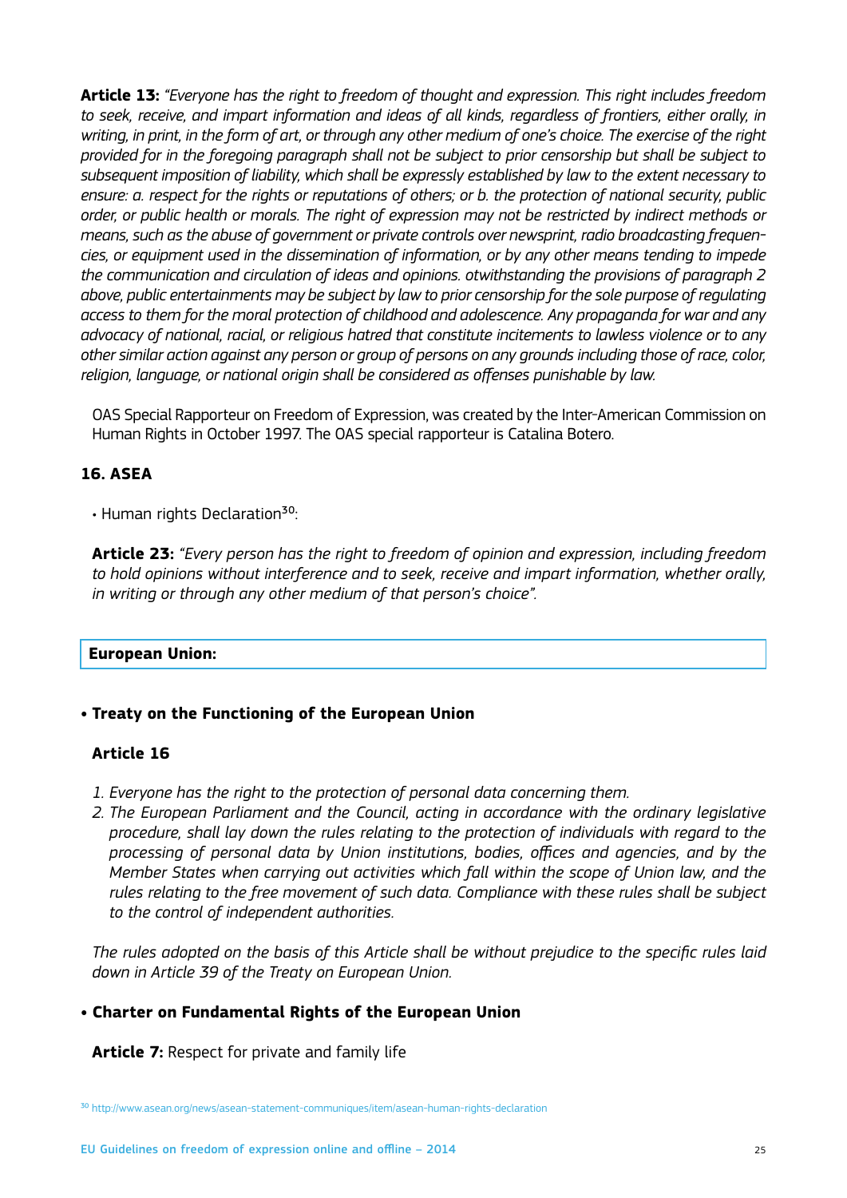**Article 13:** *"Everyone has the right to freedom of thought and expression. This right includes freedom to seek, receive, and impart information and ideas of all kinds, regardless of frontiers, either orally, in writing, in print, in the form of art, or through any other medium of one's choice. The exercise of the right provided for in the foregoing paragraph shall not be subject to prior censorship but shall be subject to subsequent imposition of liability, which shall be expressly established by law to the extent necessary to ensure: a. respect for the rights or reputations of others; or b. the protection of national security, public order, or public health or morals. The right of expression may not be restricted by indirect methods or means, such as the abuse of government or private controls over newsprint, radio broadcasting frequencies, or equipment used in the dissemination of information, or by any other means tending to impede the communication and circulation of ideas and opinions. otwithstanding the provisions of paragraph 2 above, public entertainments may be subject by law to prior censorship for the sole purpose of regulating access to them for the moral protection of childhood and adolescence. Any propaganda for war and any advocacy of national, racial, or religious hatred that constitute incitements to lawless violence or to any other similar action against any person or group of persons on any grounds including those of race, color, religion, language, or national origin shall be considered as offenses punishable by law.*

OAS Special Rapporteur on Freedom of Expression, was created by the Inter-American Commission on Human Rights in October 1997. The OAS special rapporteur is Catalina Botero.

## 16. ASEA

- Human rights Declaration[30]:

**Article 23:** *"Every person has the right to freedom of opinion and expression, including freedom to hold opinions without interference and to seek, receive and impart information, whether orally, in writing or through any other medium of that person's choice".*

**European Union:**

- **Treaty on the Functioning of the European Union**

**Article 16**

1. *Everyone has the right to the protection of personal data concerning them.*
2. *The European Parliament and the Council, acting in accordance with the ordinary legislative procedure, shall lay down the rules relating to the protection of individuals with regard to the processing of personal data by Union institutions, bodies, offices and agencies, and by the Member States when carrying out activities which fall within the scope of Union law, and the rules relating to the free movement of such data. Compliance with these rules shall be subject to the control of independent authorities.*

*The rules adopted on the basis of this Article shall be without prejudice to the specific rules laid down in Article 39 of the Treaty on European Union.*

- **Charter on Fundamental Rights of the European Union**

**Article 7:** Respect for private and family life

[30] http://www.asean.org/news/asean-statement-communiques/item/asean-human-rights-declaration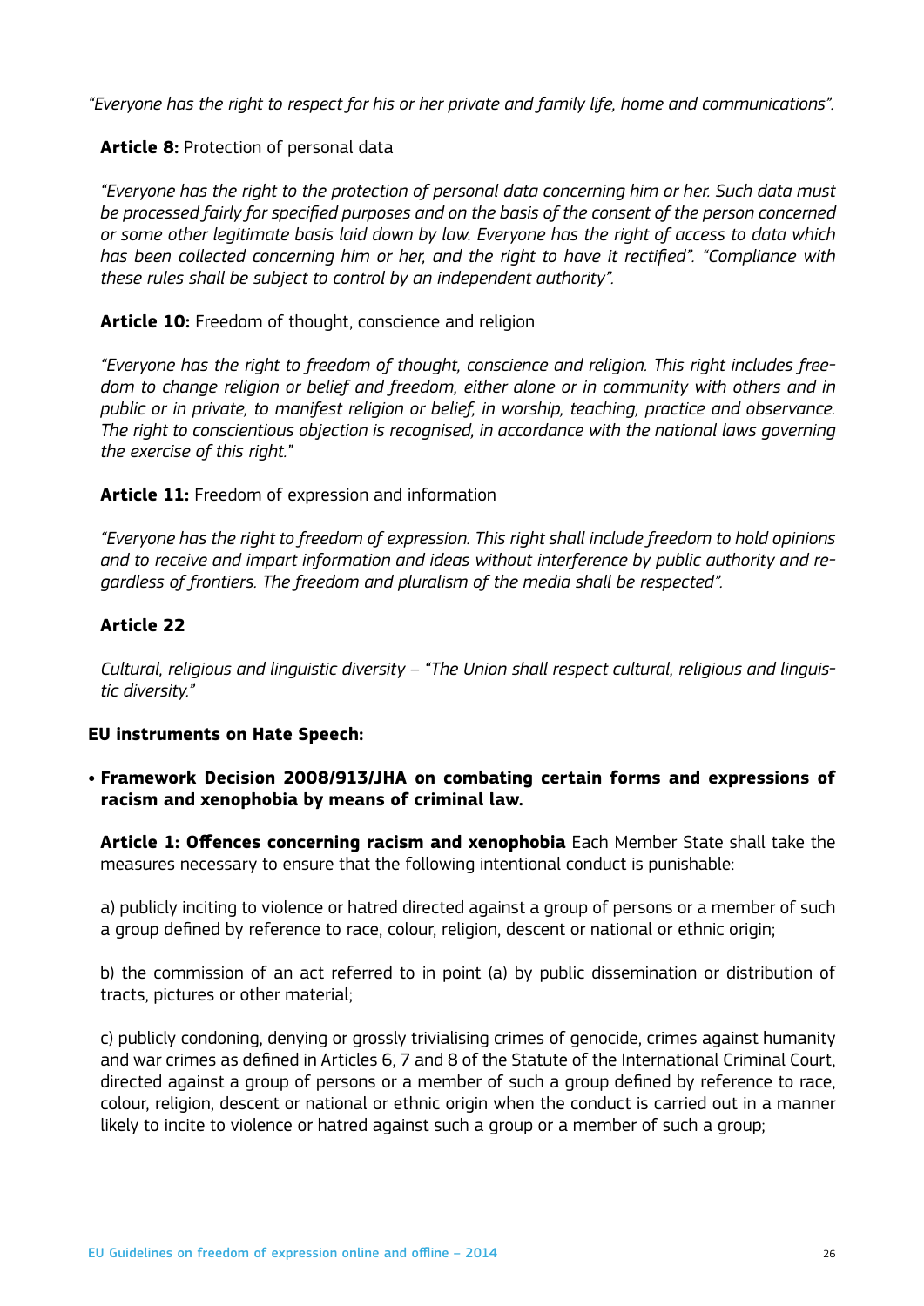*"Everyone has the right to respect for his or her private and family life, home and communications".*

**Article 8:** Protection of personal data

*"Everyone has the right to the protection of personal data concerning him or her. Such data must be processed fairly for specified purposes and on the basis of the consent of the person concerned or some other legitimate basis laid down by law. Everyone has the right of access to data which has been collected concerning him or her, and the right to have it rectified". "Compliance with these rules shall be subject to control by an independent authority".*

**Article 10:** Freedom of thought, conscience and religion

*"Everyone has the right to freedom of thought, conscience and religion. This right includes freedom to change religion or belief and freedom, either alone or in community with others and in public or in private, to manifest religion or belief, in worship, teaching, practice and observance. The right to conscientious objection is recognised, in accordance with the national laws governing the exercise of this right."*

**Article 11:** Freedom of expression and information

*"Everyone has the right to freedom of expression. This right shall include freedom to hold opinions and to receive and impart information and ideas without interference by public authority and regardless of frontiers. The freedom and pluralism of the media shall be respected".*

**Article 22**

*Cultural, religious and linguistic diversity – "The Union shall respect cultural, religious and linguistic diversity."*

**EU instruments on Hate Speech:**

- **Framework Decision 2008/913/JHA on combating certain forms and expressions of racism and xenophobia by means of criminal law.**

  **Article 1: Offences concerning racism and xenophobia** Each Member State shall take the measures necessary to ensure that the following intentional conduct is punishable:

  a) publicly inciting to violence or hatred directed against a group of persons or a member of such a group defined by reference to race, colour, religion, descent or national or ethnic origin;

  b) the commission of an act referred to in point (a) by public dissemination or distribution of tracts, pictures or other material;

  c) publicly condoning, denying or grossly trivialising crimes of genocide, crimes against humanity and war crimes as defined in Articles 6, 7 and 8 of the Statute of the International Criminal Court, directed against a group of persons or a member of such a group defined by reference to race, colour, religion, descent or national or ethnic origin when the conduct is carried out in a manner likely to incite to violence or hatred against such a group or a member of such a group;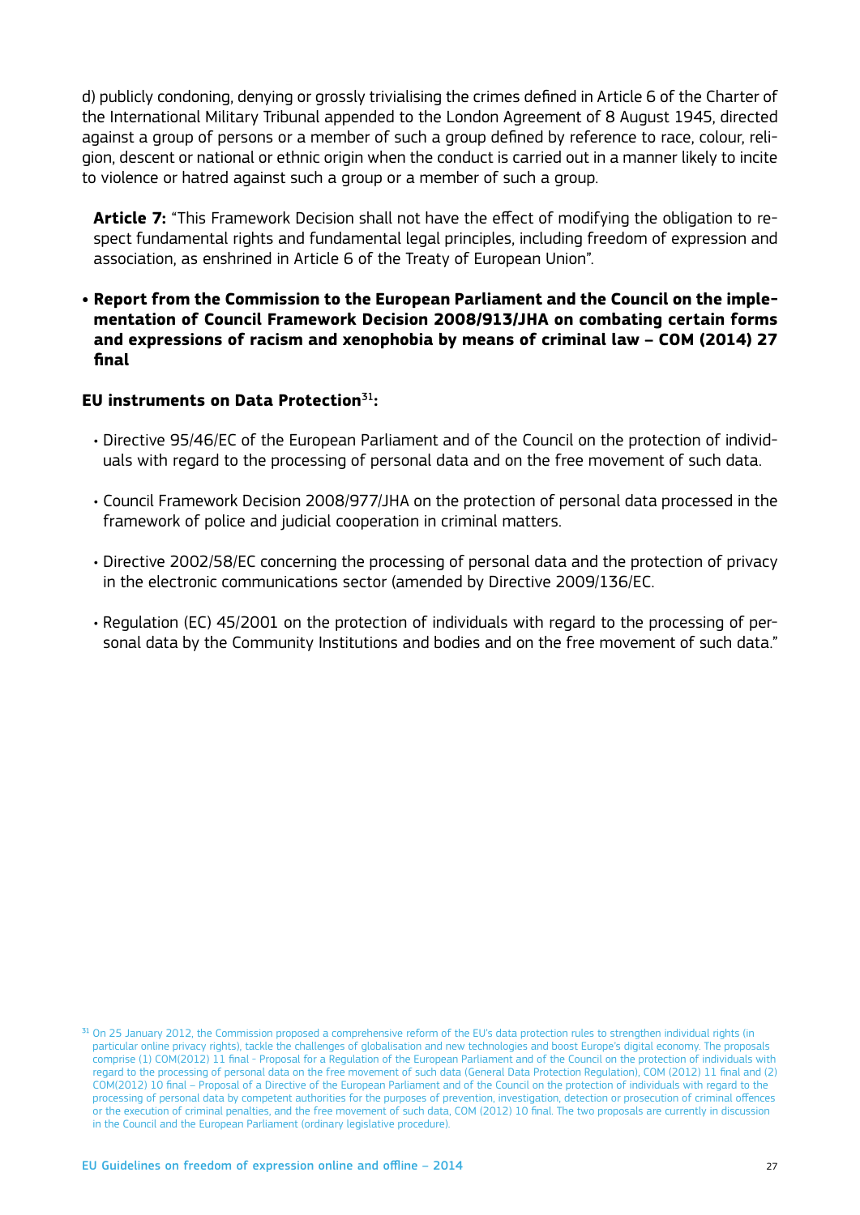d) publicly condoning, denying or grossly trivialising the crimes defined in Article 6 of the Charter of the International Military Tribunal appended to the London Agreement of 8 August 1945, directed against a group of persons or a member of such a group defined by reference to race, colour, religion, descent or national or ethnic origin when the conduct is carried out in a manner likely to incite to violence or hatred against such a group or a member of such a group.

**Article 7:** "This Framework Decision shall not have the effect of modifying the obligation to respect fundamental rights and fundamental legal principles, including freedom of expression and association, as enshrined in Article 6 of the Treaty of European Union".

- **Report from the Commission to the European Parliament and the Council on the implementation of Council Framework Decision 2008/913/JHA on combating certain forms and expressions of racism and xenophobia by means of criminal law – COM (2014) 27 final**

**EU instruments on Data Protection[31]:**

- Directive 95/46/EC of the European Parliament and of the Council on the protection of individuals with regard to the processing of personal data and on the free movement of such data.
- Council Framework Decision 2008/977/JHA on the protection of personal data processed in the framework of police and judicial cooperation in criminal matters.
- Directive 2002/58/EC concerning the processing of personal data and the protection of privacy in the electronic communications sector (amended by Directive 2009/136/EC.
- Regulation (EC) 45/2001 on the protection of individuals with regard to the processing of personal data by the Community Institutions and bodies and on the free movement of such data."

[31] On 25 January 2012, the Commission proposed a comprehensive reform of the EU's data protection rules to strengthen individual rights (in particular online privacy rights), tackle the challenges of globalisation and new technologies and boost Europe's digital economy. The proposals comprise (1) COM(2012) 11 final - Proposal for a Regulation of the European Parliament and of the Council on the protection of individuals with regard to the processing of personal data on the free movement of such data (General Data Protection Regulation), COM (2012) 11 final and (2) COM(2012) 10 final – Proposal of a Directive of the European Parliament and of the Council on the protection of individuals with regard to the processing of personal data by competent authorities for the purposes of prevention, investigation, detection or prosecution of criminal offences or the execution of criminal penalties, and the free movement of such data, COM (2012) 10 final. The two proposals are currently in discussion in the Council and the European Parliament (ordinary legislative procedure).